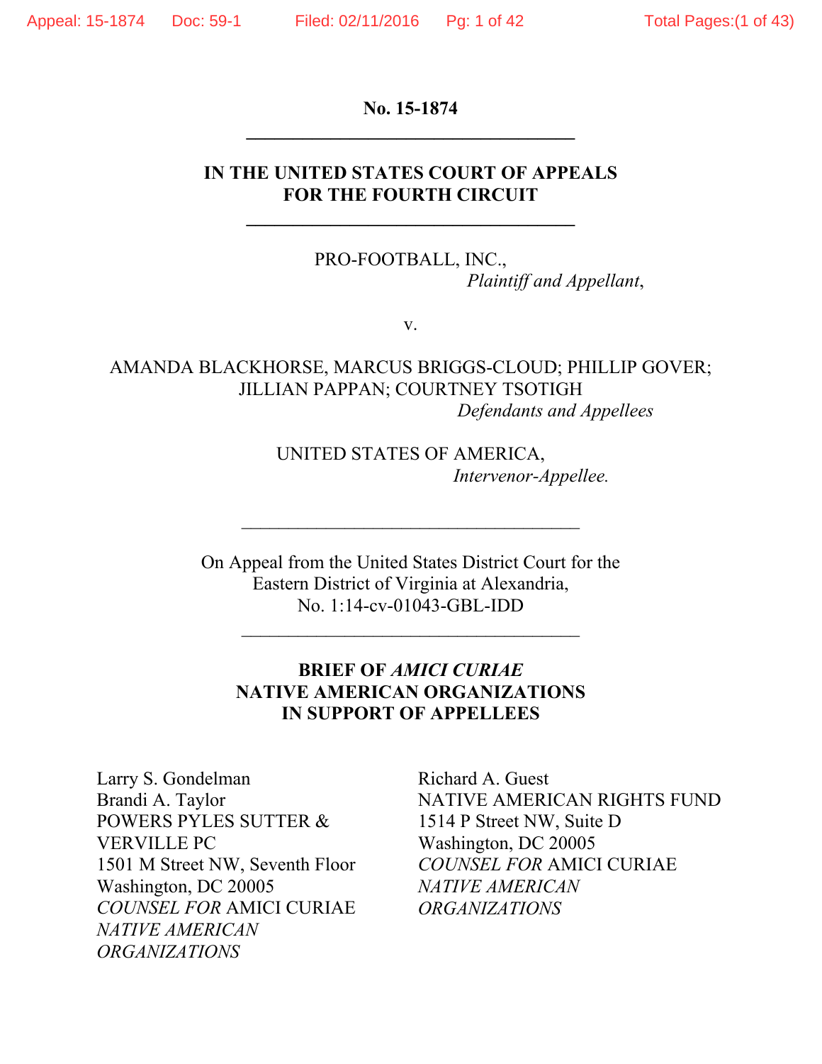**No. 15-1874**

---

**IN THE UNITED STATES COURT OF APPEALS**
**FOR THE FOURTH CIRCUIT**

---

PRO-FOOTBALL, INC.,
*Plaintiff and Appellant*,

v.

AMANDA BLACKHORSE, MARCUS BRIGGS-CLOUD; PHILLIP GOVER; JILLIAN PAPPAN; COURTNEY TSOTIGH
*Defendants and Appellees*

UNITED STATES OF AMERICA,
*Intervenor-Appellee.*

---

On Appeal from the United States District Court for the Eastern District of Virginia at Alexandria,
No. 1:14-cv-01043-GBL-IDD

---

**BRIEF OF *AMICI CURIAE***
**NATIVE AMERICAN ORGANIZATIONS**
**IN SUPPORT OF APPELLEES**

Larry S. Gondelman
Brandi A. Taylor
POWERS PYLES SUTTER & VERVILLE PC
1501 M Street NW, Seventh Floor
Washington, DC 20005
*COUNSEL FOR* AMICI CURIAE *NATIVE AMERICAN ORGANIZATIONS*

Richard A. Guest
NATIVE AMERICAN RIGHTS FUND
1514 P Street NW, Suite D
Washington, DC 20005
*COUNSEL FOR* AMICI CURIAE *NATIVE AMERICAN ORGANIZATIONS*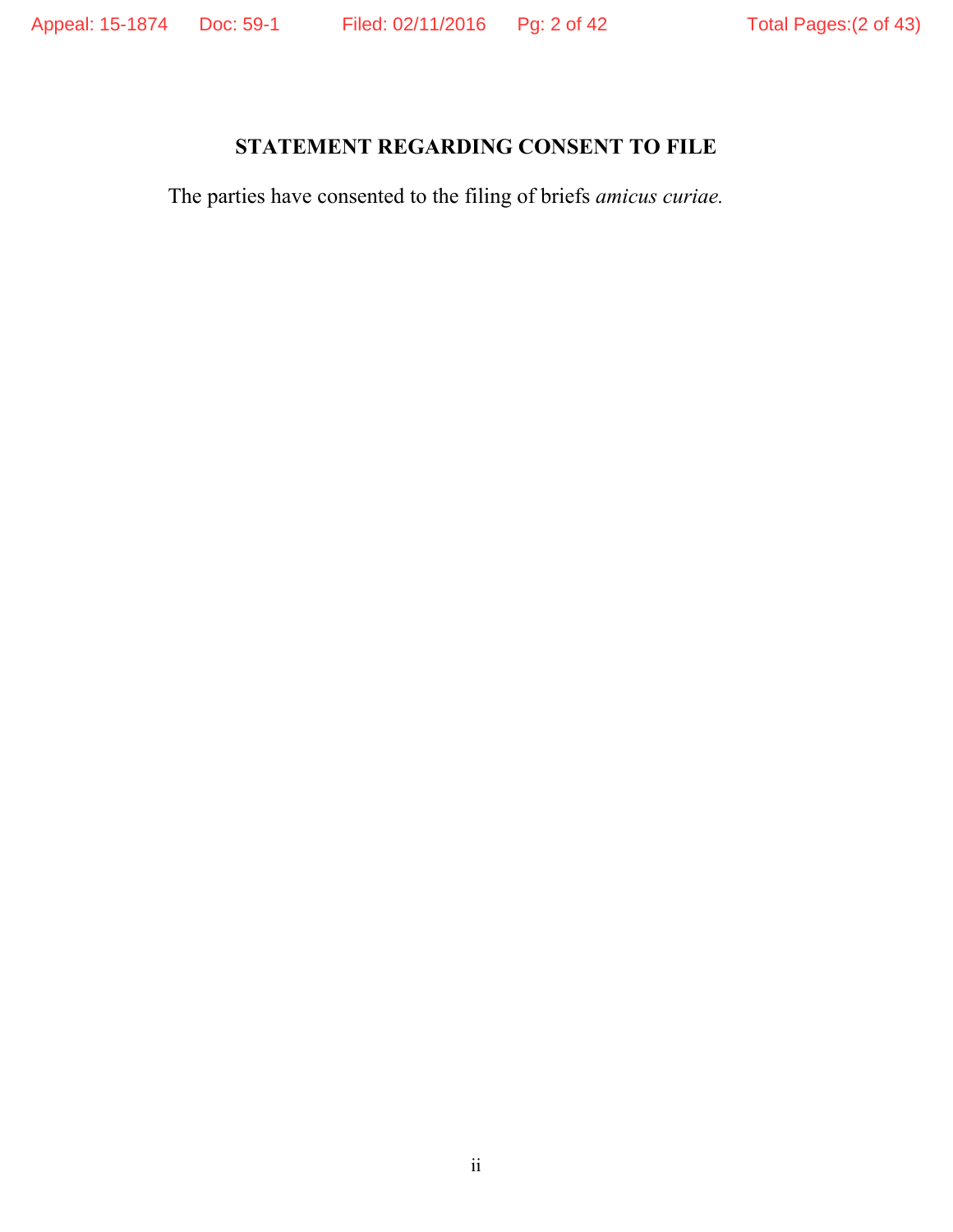## STATEMENT REGARDING CONSENT TO FILE

The parties have consented to the filing of briefs *amicus curiae.*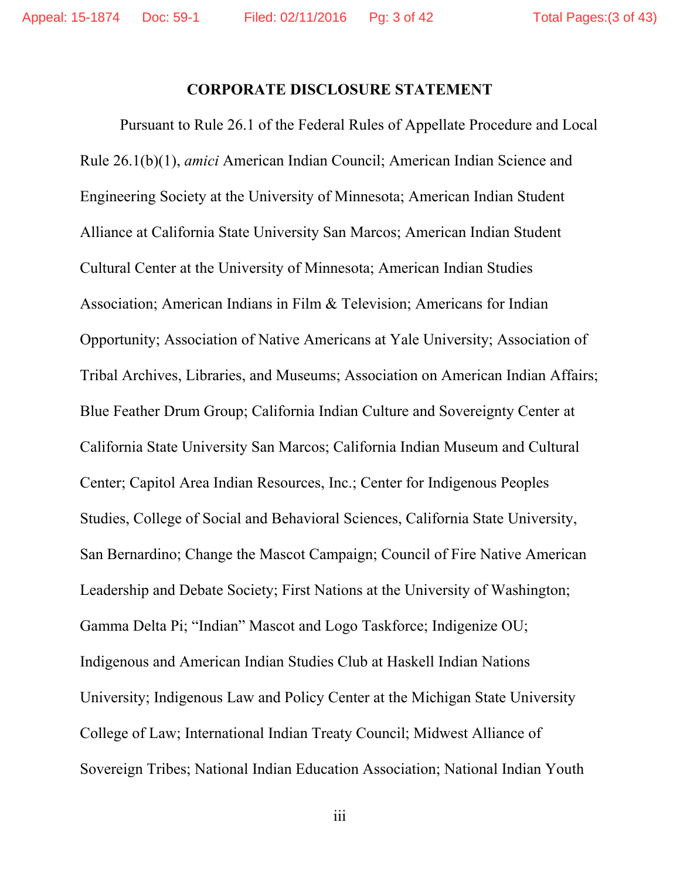## CORPORATE DISCLOSURE STATEMENT

Pursuant to Rule 26.1 of the Federal Rules of Appellate Procedure and Local Rule 26.1(b)(1), *amici* American Indian Council; American Indian Science and Engineering Society at the University of Minnesota; American Indian Student Alliance at California State University San Marcos; American Indian Student Cultural Center at the University of Minnesota; American Indian Studies Association; American Indians in Film & Television; Americans for Indian Opportunity; Association of Native Americans at Yale University; Association of Tribal Archives, Libraries, and Museums; Association on American Indian Affairs; Blue Feather Drum Group; California Indian Culture and Sovereignty Center at California State University San Marcos; California Indian Museum and Cultural Center; Capitol Area Indian Resources, Inc.; Center for Indigenous Peoples Studies, College of Social and Behavioral Sciences, California State University, San Bernardino; Change the Mascot Campaign; Council of Fire Native American Leadership and Debate Society; First Nations at the University of Washington; Gamma Delta Pi; "Indian" Mascot and Logo Taskforce; Indigenize OU; Indigenous and American Indian Studies Club at Haskell Indian Nations University; Indigenous Law and Policy Center at the Michigan State University College of Law; International Indian Treaty Council; Midwest Alliance of Sovereign Tribes; National Indian Education Association; National Indian Youth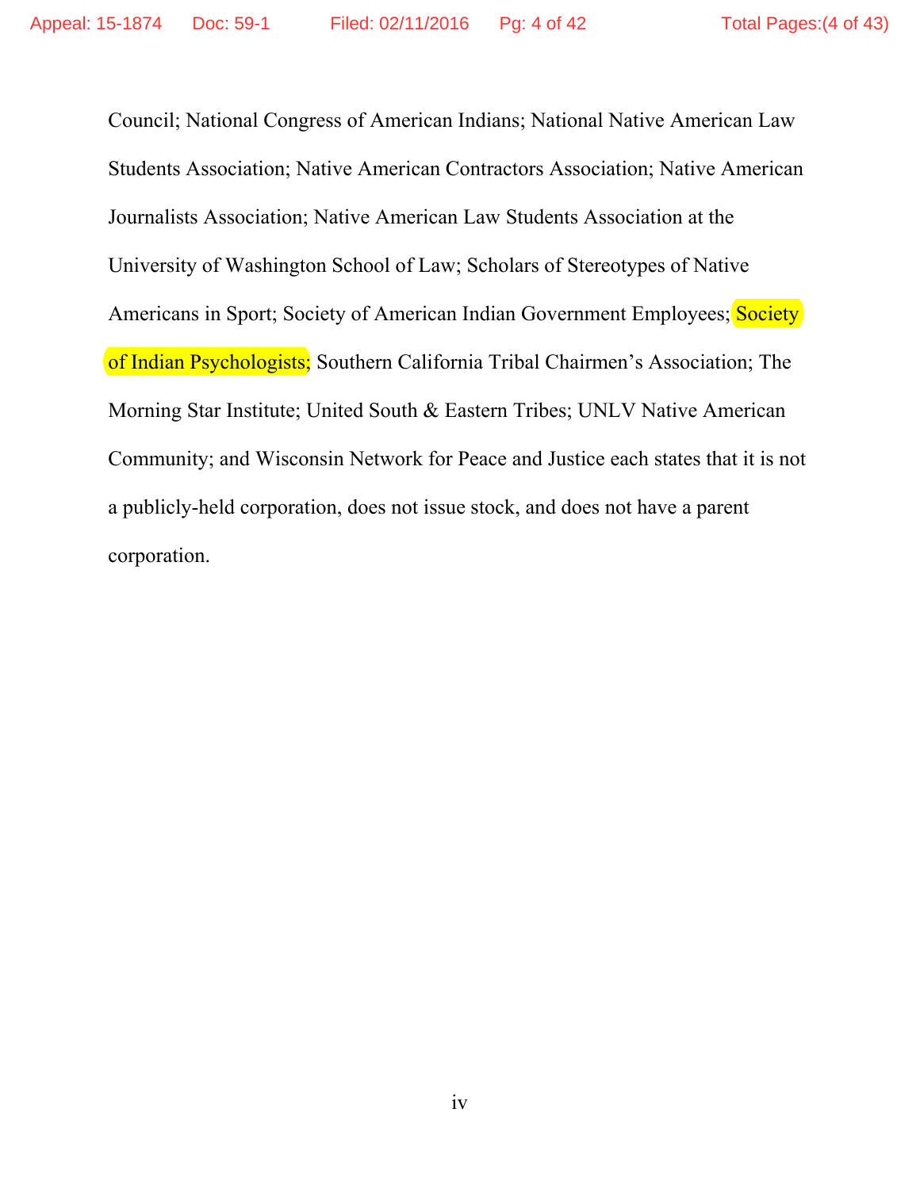Council; National Congress of American Indians; National Native American Law Students Association; Native American Contractors Association; Native American Journalists Association; Native American Law Students Association at the University of Washington School of Law; Scholars of Stereotypes of Native Americans in Sport; Society of American Indian Government Employees; Society of Indian Psychologists; Southern California Tribal Chairmen's Association; The Morning Star Institute; United South & Eastern Tribes; UNLV Native American Community; and Wisconsin Network for Peace and Justice each states that it is not a publicly-held corporation, does not issue stock, and does not have a parent corporation.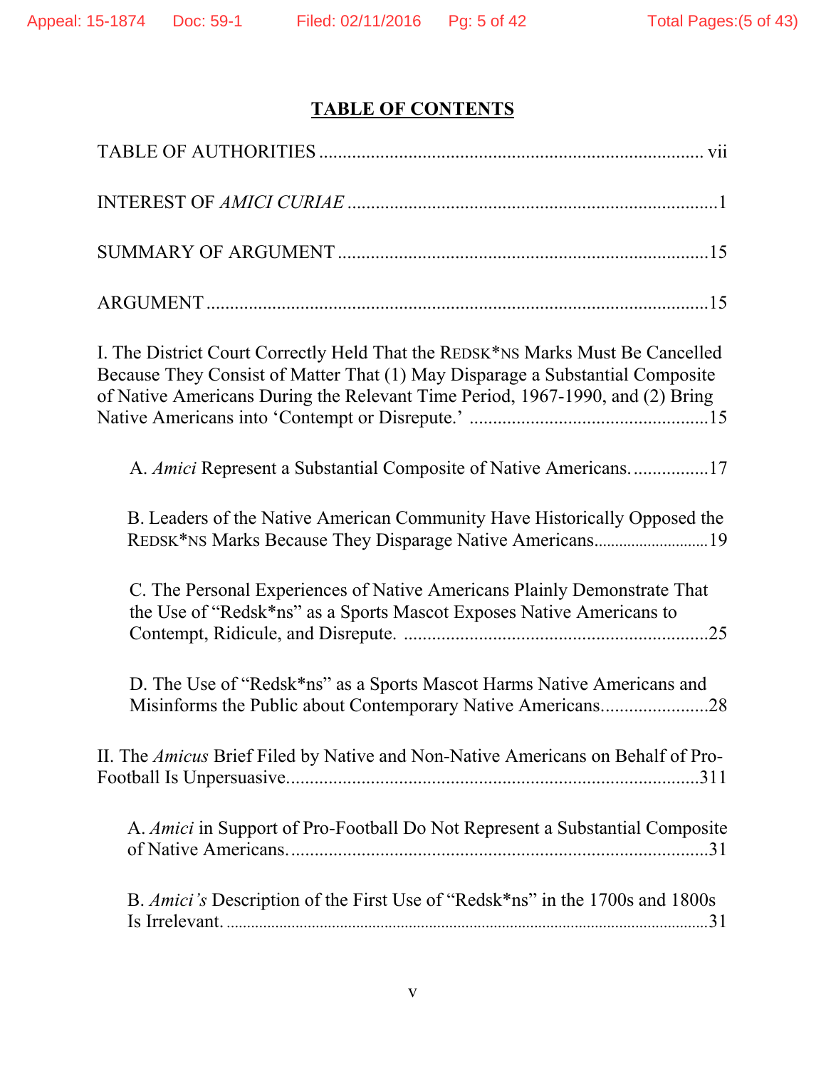# TABLE OF CONTENTS

TABLE OF AUTHORITIES .......... vii

INTEREST OF *AMICI CURIAE* .......... 1

SUMMARY OF ARGUMENT .......... 15

ARGUMENT .......... 15

I. The District Court Correctly Held That the REDSK*NS Marks Must Be Cancelled Because They Consist of Matter That (1) May Disparage a Substantial Composite of Native Americans During the Relevant Time Period, 1967-1990, and (2) Bring Native Americans into 'Contempt or Disrepute.' .......... 15

A. *Amici* Represent a Substantial Composite of Native Americans. .......... 17

B. Leaders of the Native American Community Have Historically Opposed the REDSK*NS Marks Because They Disparage Native Americans .......... 19

C. The Personal Experiences of Native Americans Plainly Demonstrate That the Use of "Redsk*ns" as a Sports Mascot Exposes Native Americans to Contempt, Ridicule, and Disrepute. .......... 25

D. The Use of "Redsk*ns" as a Sports Mascot Harms Native Americans and Misinforms the Public about Contemporary Native Americans .......... 28

II. The *Amicus* Brief Filed by Native and Non-Native Americans on Behalf of Pro-Football Is Unpersuasive .......... 311

A. *Amici* in Support of Pro-Football Do Not Represent a Substantial Composite of Native Americans. .......... 31

B. *Amici's* Description of the First Use of "Redsk*ns" in the 1700s and 1800s Is Irrelevant. .......... 31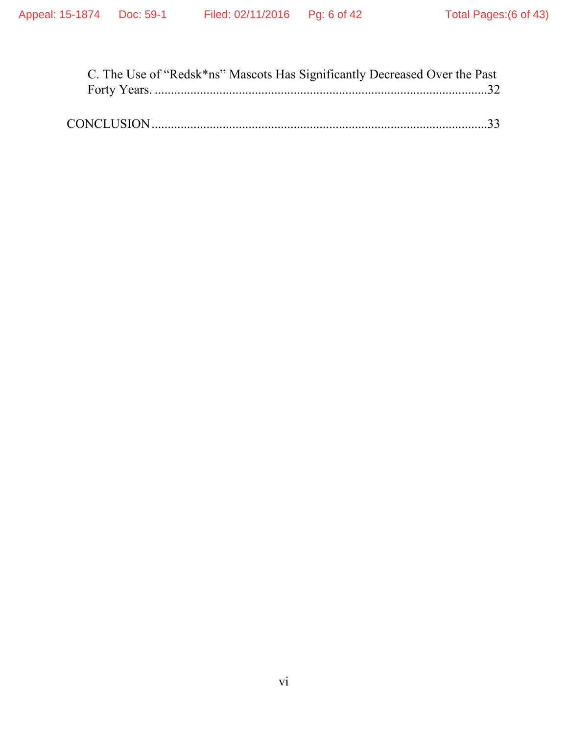C. The Use of “Redsk*ns” Mascots Has Significantly Decreased Over the Past Forty Years. ....................................................................................................32

CONCLUSION ....................................................................................................33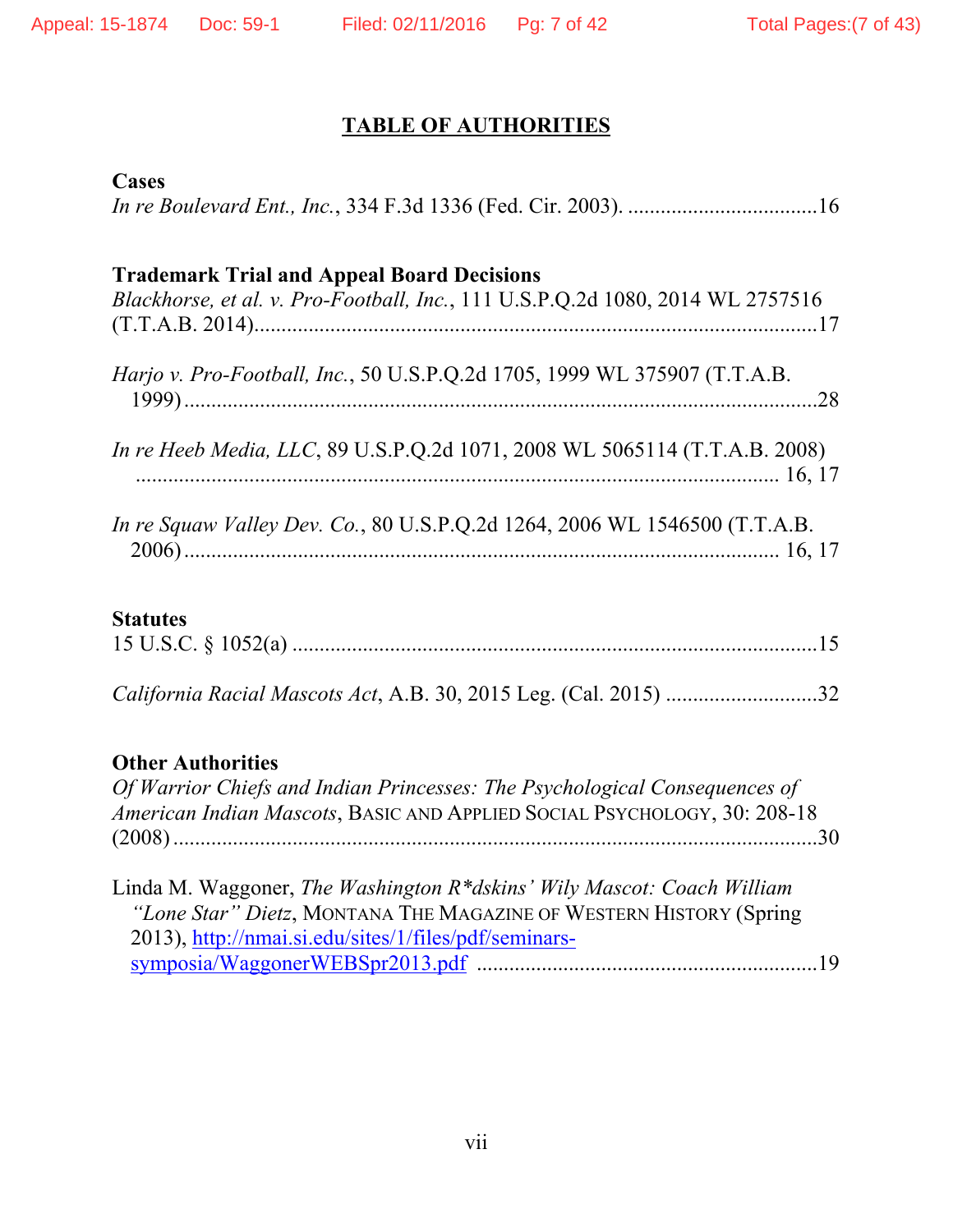# TABLE OF AUTHORITIES

**Cases**

*In re Boulevard Ent., Inc.*, 334 F.3d 1336 (Fed. Cir. 2003). ....................................16

**Trademark Trial and Appeal Board Decisions**

*Blackhorse, et al. v. Pro-Football, Inc.*, 111 U.S.P.Q.2d 1080, 2014 WL 2757516 (T.T.A.B. 2014).......................................................................................................17

*Harjo v. Pro-Football, Inc.*, 50 U.S.P.Q.2d 1705, 1999 WL 375907 (T.T.A.B. 1999) ........................................................................................................................28

*In re Heeb Media, LLC*, 89 U.S.P.Q.2d 1071, 2008 WL 5065114 (T.T.A.B. 2008) ......................................................................................................................... 16, 17

*In re Squaw Valley Dev. Co.*, 80 U.S.P.Q.2d 1264, 2006 WL 1546500 (T.T.A.B. 2006) ........................................................................................................... 16, 17

**Statutes**

15 U.S.C. § 1052(a) ..................................................................................................15

*California Racial Mascots Act*, A.B. 30, 2015 Leg. (Cal. 2015) ............................32

**Other Authorities**

*Of Warrior Chiefs and Indian Princesses: The Psychological Consequences of American Indian Mascots*, BASIC AND APPLIED SOCIAL PSYCHOLOGY, 30: 208-18 (2008) ..........................................................................................................................30

Linda M. Waggoner, *The Washington R*dskins' Wily Mascot: Coach William "Lone Star" Dietz*, MONTANA THE MAGAZINE OF WESTERN HISTORY (Spring 2013), http://nmai.si.edu/sites/1/files/pdf/seminars-symposia/WaggonerWEBSpr2013.pdf ...............................................................19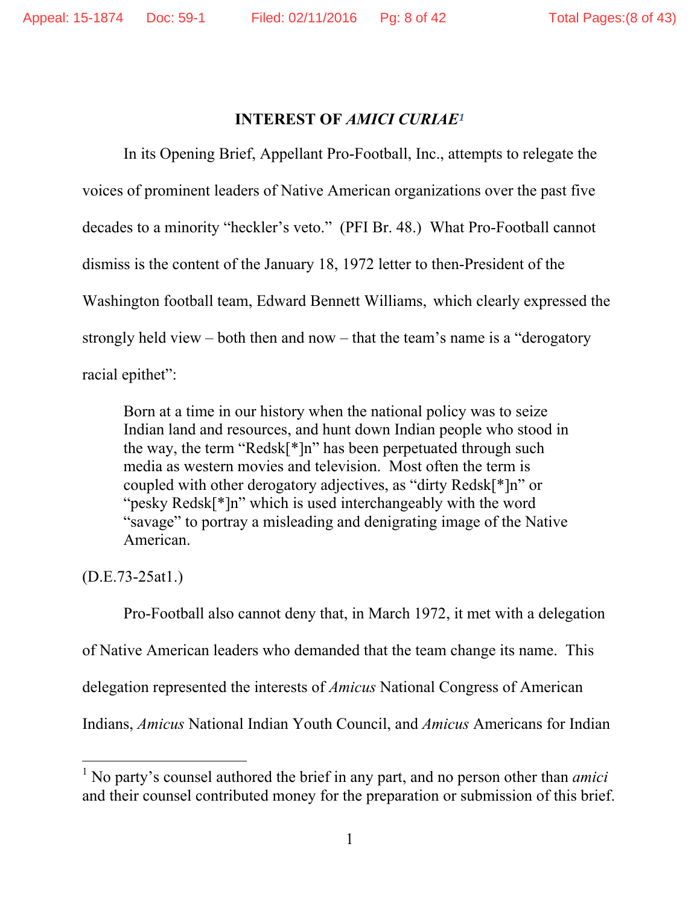## INTEREST OF *AMICI CURIAE*[1]

In its Opening Brief, Appellant Pro-Football, Inc., attempts to relegate the voices of prominent leaders of Native American organizations over the past five decades to a minority "heckler's veto." (PFI Br. 48.) What Pro-Football cannot dismiss is the content of the January 18, 1972 letter to then-President of the Washington football team, Edward Bennett Williams, which clearly expressed the strongly held view – both then and now – that the team's name is a "derogatory racial epithet":

> Born at a time in our history when the national policy was to seize Indian land and resources, and hunt down Indian people who stood in the way, the term "Redsk[*]n" has been perpetuated through such media as western movies and television. Most often the term is coupled with other derogatory adjectives, as "dirty Redsk[*]n" or "pesky Redsk[*]n" which is used interchangeably with the word "savage" to portray a misleading and denigrating image of the Native American.

(D.E.73-25at1.)

Pro-Football also cannot deny that, in March 1972, it met with a delegation of Native American leaders who demanded that the team change its name. This delegation represented the interests of *Amicus* National Congress of American Indians, *Amicus* National Indian Youth Council, and *Amicus* Americans for Indian

---

[1] No party's counsel authored the brief in any part, and no person other than *amici* and their counsel contributed money for the preparation or submission of this brief.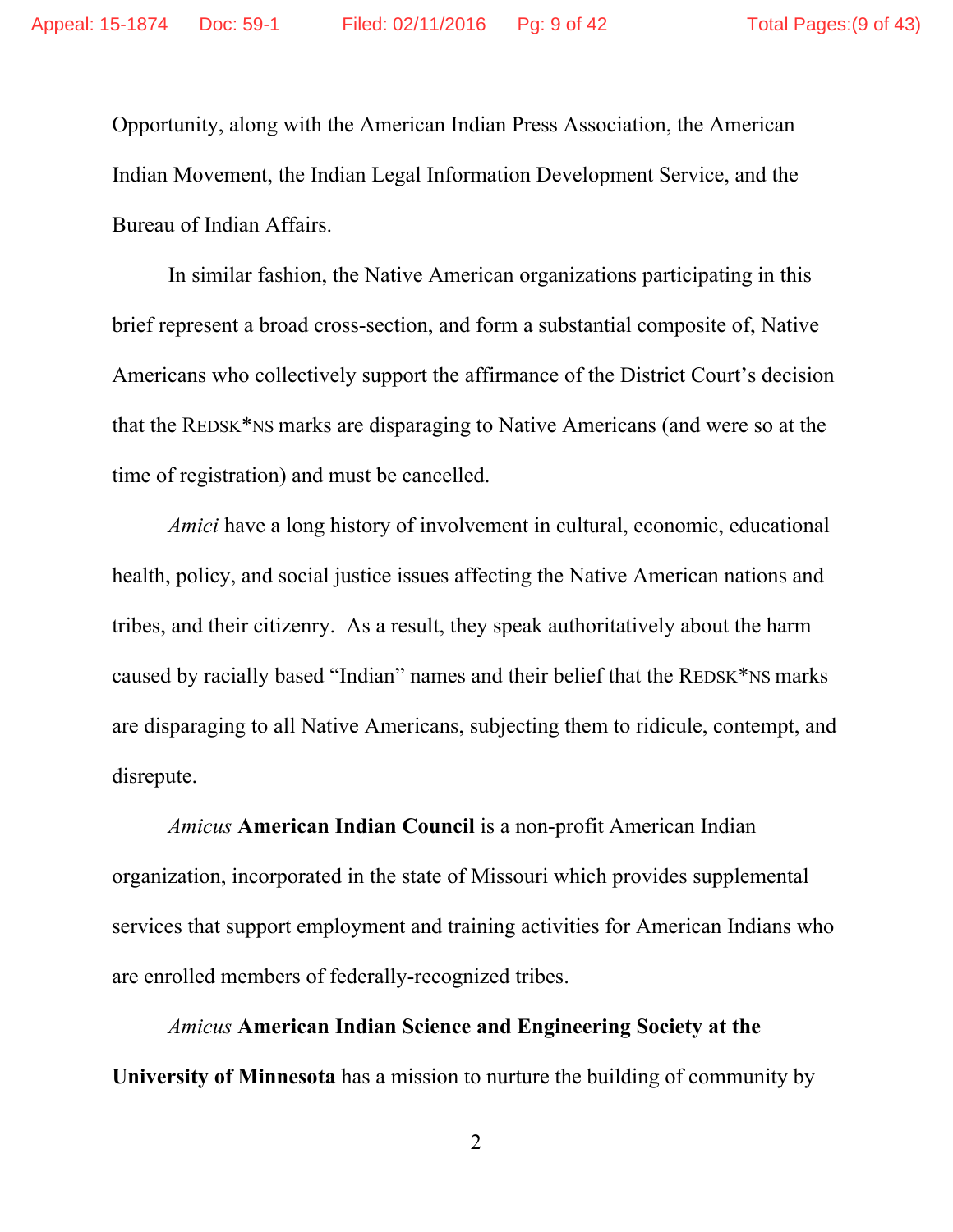Opportunity, along with the American Indian Press Association, the American Indian Movement, the Indian Legal Information Development Service, and the Bureau of Indian Affairs.

In similar fashion, the Native American organizations participating in this brief represent a broad cross-section, and form a substantial composite of, Native Americans who collectively support the affirmance of the District Court's decision that the REDSK*NS marks are disparaging to Native Americans (and were so at the time of registration) and must be cancelled.

*Amici* have a long history of involvement in cultural, economic, educational health, policy, and social justice issues affecting the Native American nations and tribes, and their citizenry. As a result, they speak authoritatively about the harm caused by racially based "Indian" names and their belief that the REDSK*NS marks are disparaging to all Native Americans, subjecting them to ridicule, contempt, and disrepute.

*Amicus* **American Indian Council** is a non-profit American Indian organization, incorporated in the state of Missouri which provides supplemental services that support employment and training activities for American Indians who are enrolled members of federally-recognized tribes.

*Amicus* **American Indian Science and Engineering Society at the University of Minnesota** has a mission to nurture the building of community by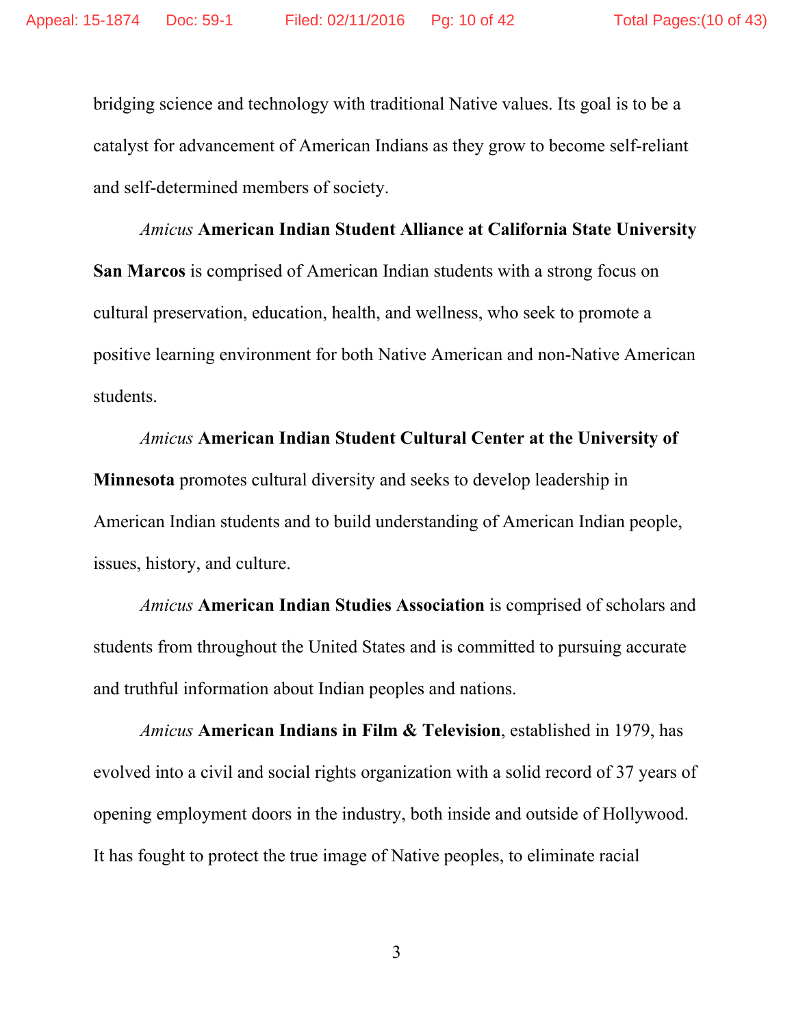bridging science and technology with traditional Native values. Its goal is to be a catalyst for advancement of American Indians as they grow to become self-reliant and self-determined members of society.

*Amicus* **American Indian Student Alliance at California State University San Marcos** is comprised of American Indian students with a strong focus on cultural preservation, education, health, and wellness, who seek to promote a positive learning environment for both Native American and non-Native American students.

*Amicus* **American Indian Student Cultural Center at the University of Minnesota** promotes cultural diversity and seeks to develop leadership in American Indian students and to build understanding of American Indian people, issues, history, and culture.

*Amicus* **American Indian Studies Association** is comprised of scholars and students from throughout the United States and is committed to pursuing accurate and truthful information about Indian peoples and nations.

*Amicus* **American Indians in Film & Television**, established in 1979, has evolved into a civil and social rights organization with a solid record of 37 years of opening employment doors in the industry, both inside and outside of Hollywood. It has fought to protect the true image of Native peoples, to eliminate racial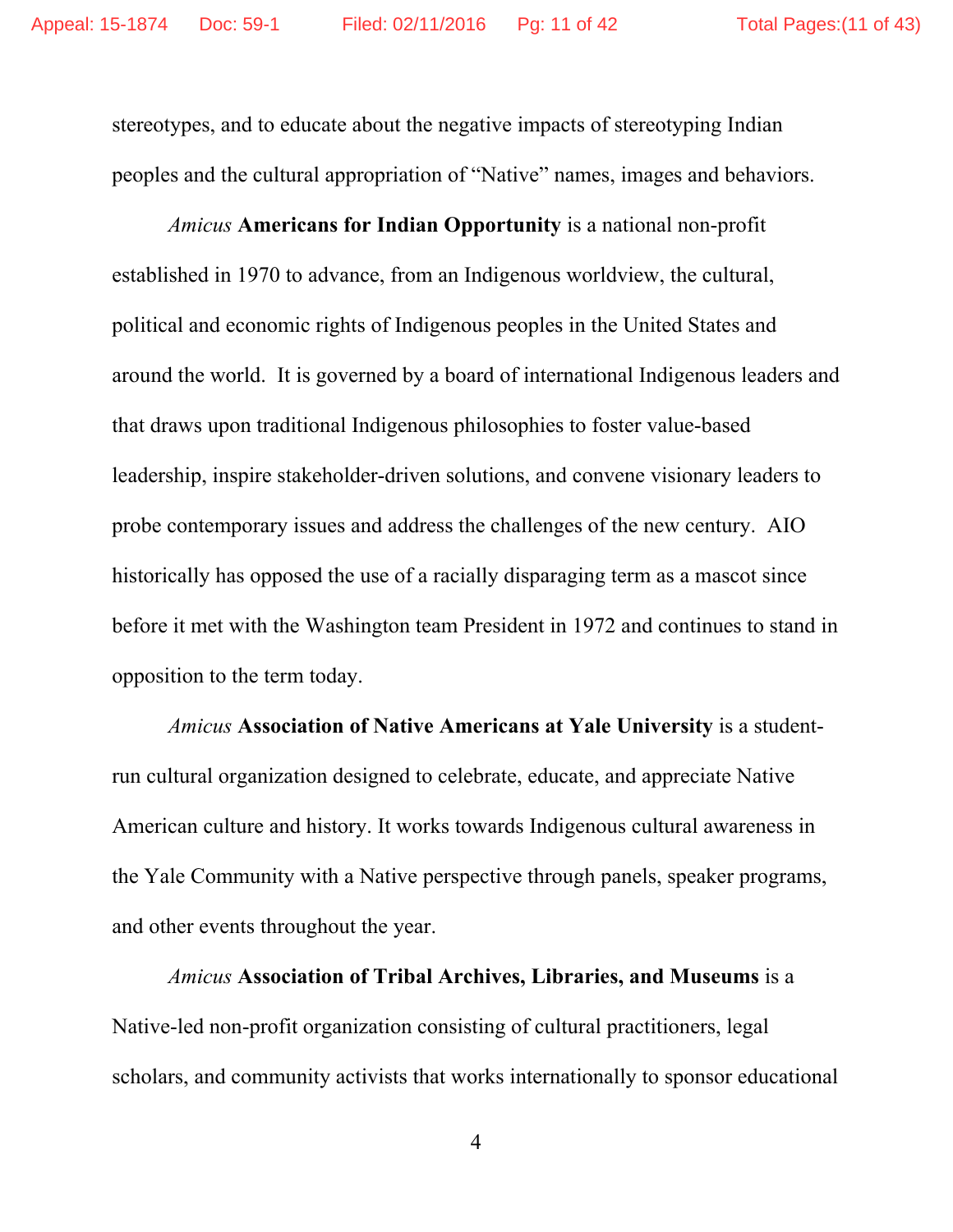stereotypes, and to educate about the negative impacts of stereotyping Indian peoples and the cultural appropriation of "Native" names, images and behaviors.

*Amicus* **Americans for Indian Opportunity** is a national non-profit established in 1970 to advance, from an Indigenous worldview, the cultural, political and economic rights of Indigenous peoples in the United States and around the world. It is governed by a board of international Indigenous leaders and that draws upon traditional Indigenous philosophies to foster value-based leadership, inspire stakeholder-driven solutions, and convene visionary leaders to probe contemporary issues and address the challenges of the new century. AIO historically has opposed the use of a racially disparaging term as a mascot since before it met with the Washington team President in 1972 and continues to stand in opposition to the term today.

*Amicus* **Association of Native Americans at Yale University** is a student-run cultural organization designed to celebrate, educate, and appreciate Native American culture and history. It works towards Indigenous cultural awareness in the Yale Community with a Native perspective through panels, speaker programs, and other events throughout the year.

*Amicus* **Association of Tribal Archives, Libraries, and Museums** is a Native-led non-profit organization consisting of cultural practitioners, legal scholars, and community activists that works internationally to sponsor educational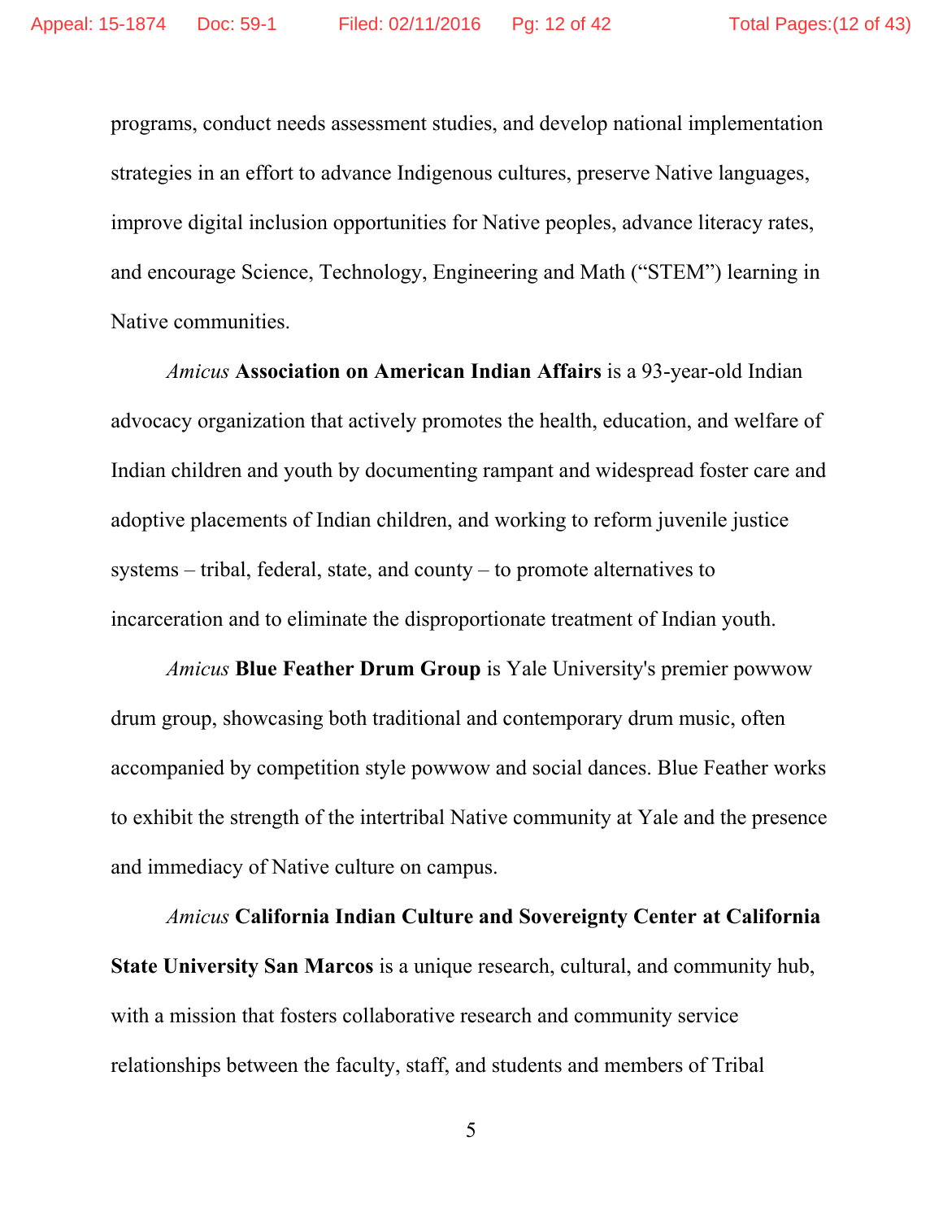programs, conduct needs assessment studies, and develop national implementation strategies in an effort to advance Indigenous cultures, preserve Native languages, improve digital inclusion opportunities for Native peoples, advance literacy rates, and encourage Science, Technology, Engineering and Math ("STEM") learning in Native communities.

*Amicus* **Association on American Indian Affairs** is a 93-year-old Indian advocacy organization that actively promotes the health, education, and welfare of Indian children and youth by documenting rampant and widespread foster care and adoptive placements of Indian children, and working to reform juvenile justice systems – tribal, federal, state, and county – to promote alternatives to incarceration and to eliminate the disproportionate treatment of Indian youth.

*Amicus* **Blue Feather Drum Group** is Yale University's premier powwow drum group, showcasing both traditional and contemporary drum music, often accompanied by competition style powwow and social dances. Blue Feather works to exhibit the strength of the intertribal Native community at Yale and the presence and immediacy of Native culture on campus.

*Amicus* **California Indian Culture and Sovereignty Center at California State University San Marcos** is a unique research, cultural, and community hub, with a mission that fosters collaborative research and community service relationships between the faculty, staff, and students and members of Tribal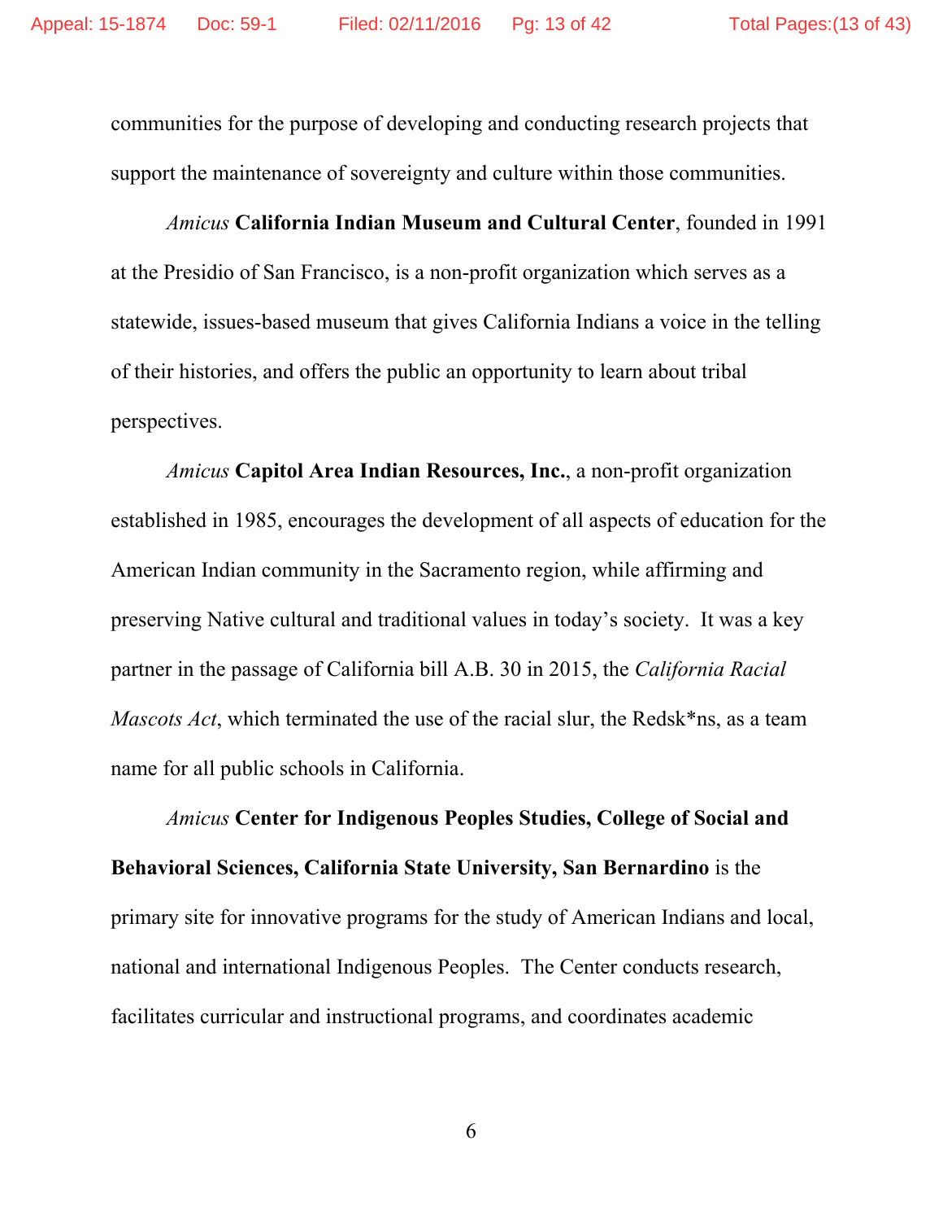communities for the purpose of developing and conducting research projects that support the maintenance of sovereignty and culture within those communities.

*Amicus* **California Indian Museum and Cultural Center**, founded in 1991 at the Presidio of San Francisco, is a non-profit organization which serves as a statewide, issues-based museum that gives California Indians a voice in the telling of their histories, and offers the public an opportunity to learn about tribal perspectives.

*Amicus* **Capitol Area Indian Resources, Inc.**, a non-profit organization established in 1985, encourages the development of all aspects of education for the American Indian community in the Sacramento region, while affirming and preserving Native cultural and traditional values in today's society. It was a key partner in the passage of California bill A.B. 30 in 2015, the *California Racial Mascots Act*, which terminated the use of the racial slur, the Redsk*ns, as a team name for all public schools in California.

*Amicus* **Center for Indigenous Peoples Studies, College of Social and Behavioral Sciences, California State University, San Bernardino** is the primary site for innovative programs for the study of American Indians and local, national and international Indigenous Peoples. The Center conducts research, facilitates curricular and instructional programs, and coordinates academic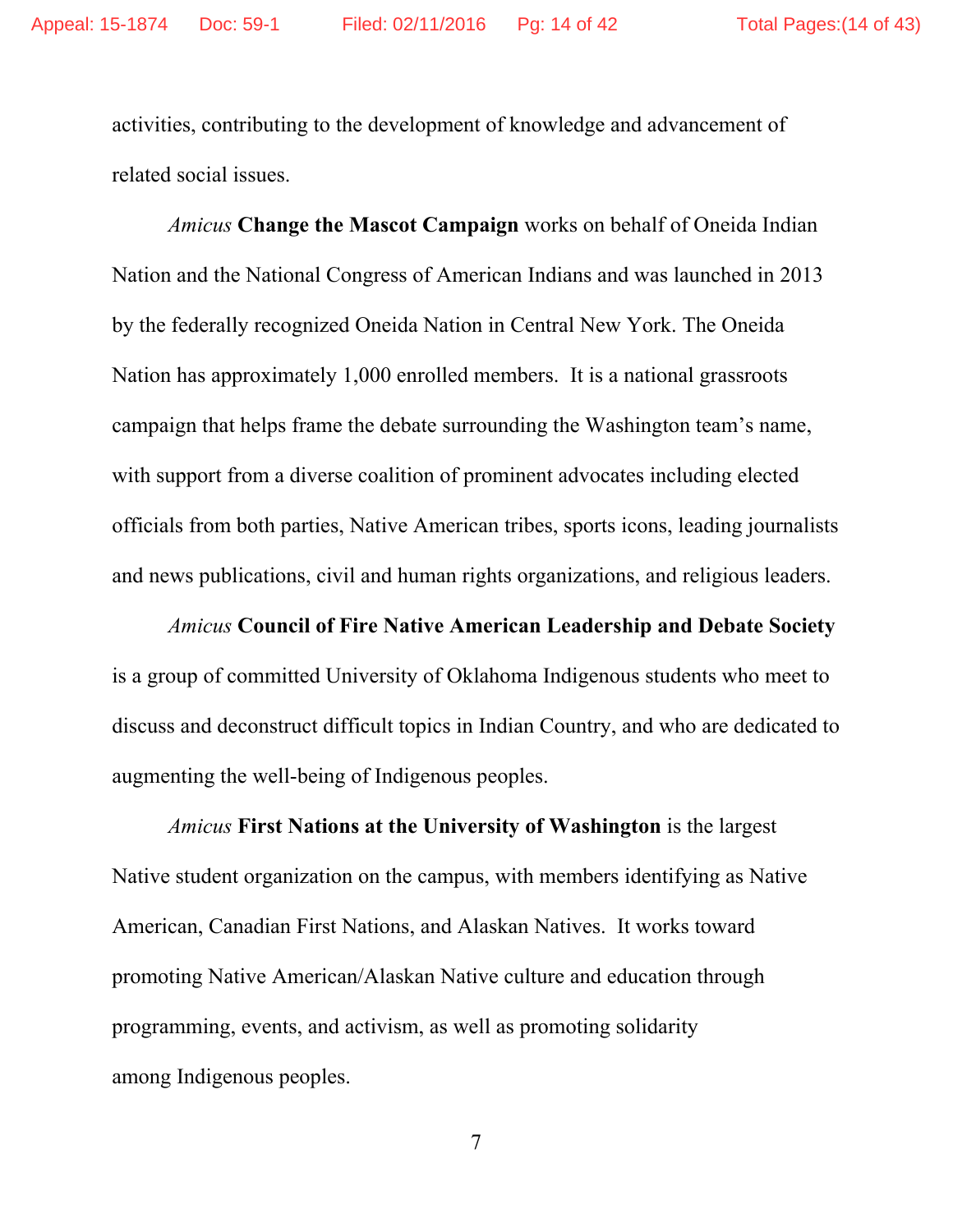activities, contributing to the development of knowledge and advancement of related social issues.

*Amicus* **Change the Mascot Campaign** works on behalf of Oneida Indian Nation and the National Congress of American Indians and was launched in 2013 by the federally recognized Oneida Nation in Central New York. The Oneida Nation has approximately 1,000 enrolled members. It is a national grassroots campaign that helps frame the debate surrounding the Washington team's name, with support from a diverse coalition of prominent advocates including elected officials from both parties, Native American tribes, sports icons, leading journalists and news publications, civil and human rights organizations, and religious leaders.

*Amicus* **Council of Fire Native American Leadership and Debate Society** is a group of committed University of Oklahoma Indigenous students who meet to discuss and deconstruct difficult topics in Indian Country, and who are dedicated to augmenting the well-being of Indigenous peoples.

*Amicus* **First Nations at the University of Washington** is the largest Native student organization on the campus, with members identifying as Native American, Canadian First Nations, and Alaskan Natives. It works toward promoting Native American/Alaskan Native culture and education through programming, events, and activism, as well as promoting solidarity among Indigenous peoples.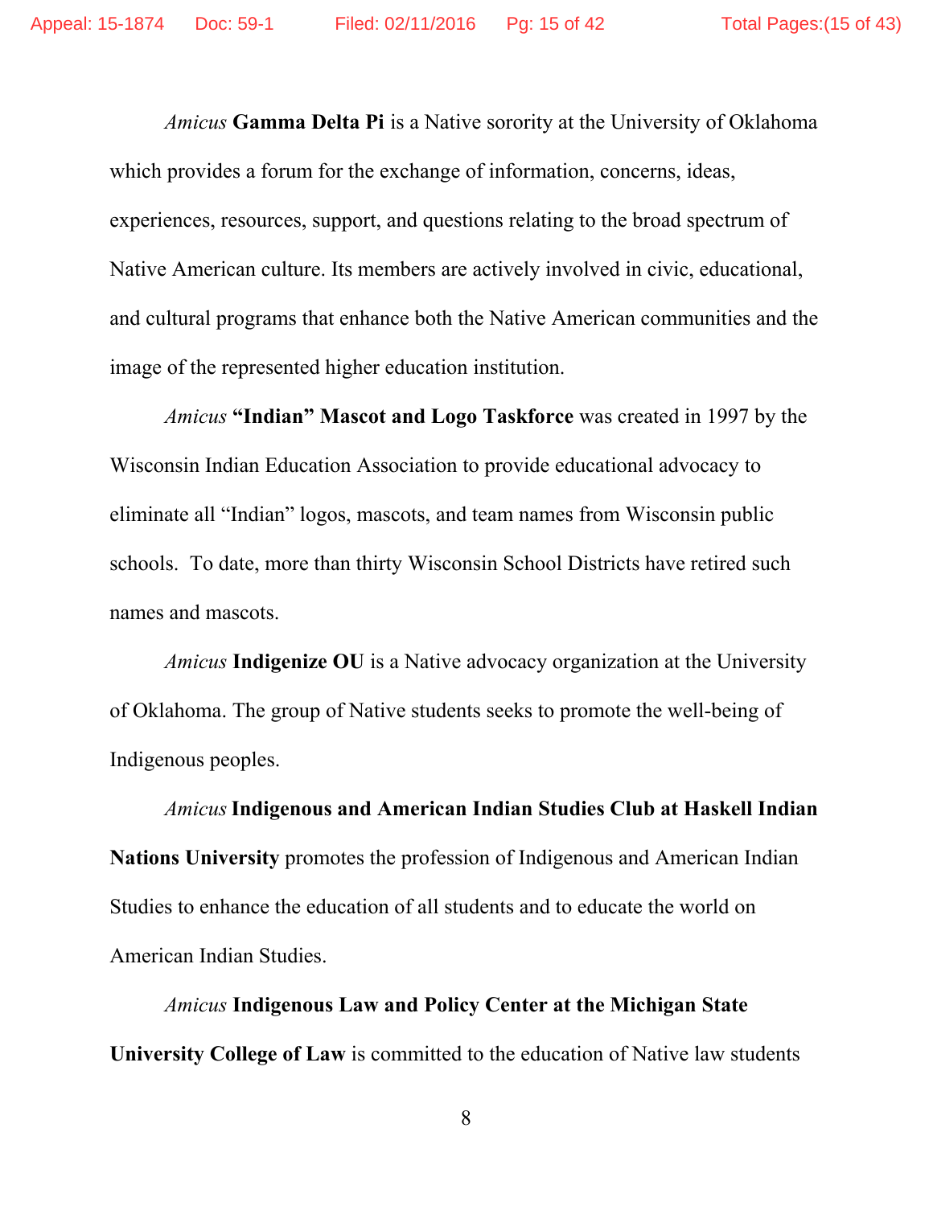*Amicus* **Gamma Delta Pi** is a Native sorority at the University of Oklahoma which provides a forum for the exchange of information, concerns, ideas, experiences, resources, support, and questions relating to the broad spectrum of Native American culture. Its members are actively involved in civic, educational, and cultural programs that enhance both the Native American communities and the image of the represented higher education institution.

*Amicus* **"Indian" Mascot and Logo Taskforce** was created in 1997 by the Wisconsin Indian Education Association to provide educational advocacy to eliminate all "Indian" logos, mascots, and team names from Wisconsin public schools. To date, more than thirty Wisconsin School Districts have retired such names and mascots.

*Amicus* **Indigenize OU** is a Native advocacy organization at the University of Oklahoma. The group of Native students seeks to promote the well-being of Indigenous peoples.

*Amicus* **Indigenous and American Indian Studies Club at Haskell Indian Nations University** promotes the profession of Indigenous and American Indian Studies to enhance the education of all students and to educate the world on American Indian Studies.

*Amicus* **Indigenous Law and Policy Center at the Michigan State University College of Law** is committed to the education of Native law students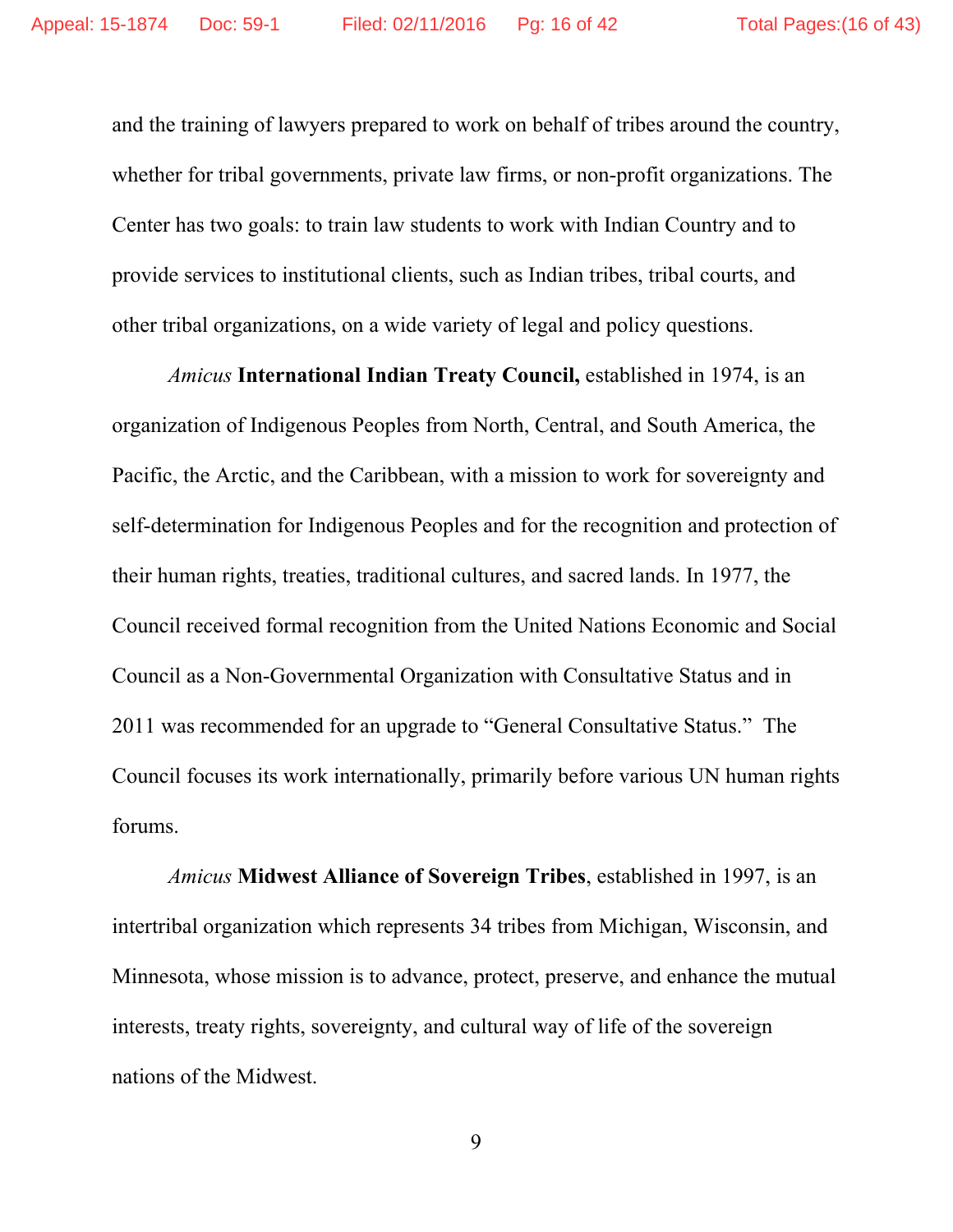and the training of lawyers prepared to work on behalf of tribes around the country, whether for tribal governments, private law firms, or non-profit organizations. The Center has two goals: to train law students to work with Indian Country and to provide services to institutional clients, such as Indian tribes, tribal courts, and other tribal organizations, on a wide variety of legal and policy questions.

*Amicus* **International Indian Treaty Council,** established in 1974, is an organization of Indigenous Peoples from North, Central, and South America, the Pacific, the Arctic, and the Caribbean, with a mission to work for sovereignty and self-determination for Indigenous Peoples and for the recognition and protection of their human rights, treaties, traditional cultures, and sacred lands. In 1977, the Council received formal recognition from the United Nations Economic and Social Council as a Non-Governmental Organization with Consultative Status and in 2011 was recommended for an upgrade to "General Consultative Status." The Council focuses its work internationally, primarily before various UN human rights forums.

*Amicus* **Midwest Alliance of Sovereign Tribes**, established in 1997, is an intertribal organization which represents 34 tribes from Michigan, Wisconsin, and Minnesota, whose mission is to advance, protect, preserve, and enhance the mutual interests, treaty rights, sovereignty, and cultural way of life of the sovereign nations of the Midwest.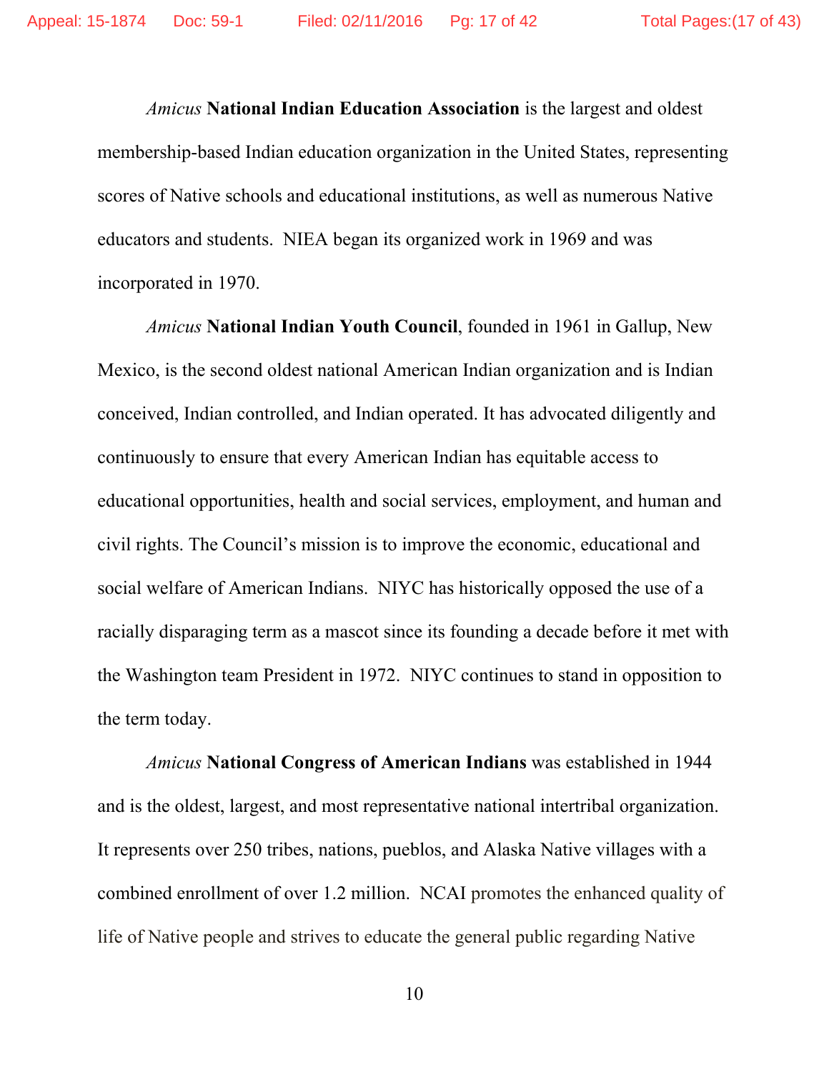*Amicus* **National Indian Education Association** is the largest and oldest membership-based Indian education organization in the United States, representing scores of Native schools and educational institutions, as well as numerous Native educators and students. NIEA began its organized work in 1969 and was incorporated in 1970.

*Amicus* **National Indian Youth Council**, founded in 1961 in Gallup, New Mexico, is the second oldest national American Indian organization and is Indian conceived, Indian controlled, and Indian operated. It has advocated diligently and continuously to ensure that every American Indian has equitable access to educational opportunities, health and social services, employment, and human and civil rights. The Council's mission is to improve the economic, educational and social welfare of American Indians. NIYC has historically opposed the use of a racially disparaging term as a mascot since its founding a decade before it met with the Washington team President in 1972. NIYC continues to stand in opposition to the term today.

*Amicus* **National Congress of American Indians** was established in 1944 and is the oldest, largest, and most representative national intertribal organization. It represents over 250 tribes, nations, pueblos, and Alaska Native villages with a combined enrollment of over 1.2 million. NCAI promotes the enhanced quality of life of Native people and strives to educate the general public regarding Native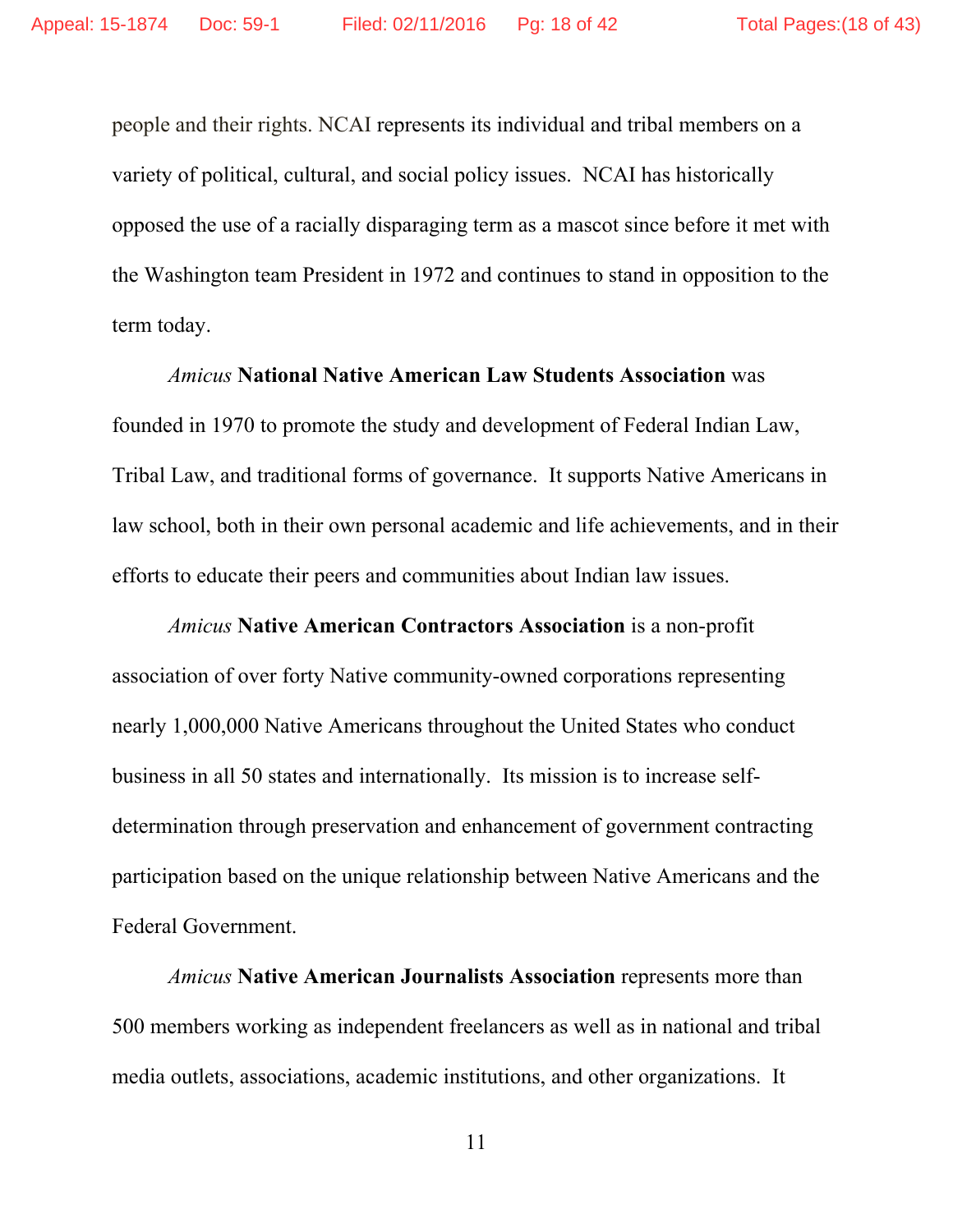people and their rights. NCAI represents its individual and tribal members on a variety of political, cultural, and social policy issues. NCAI has historically opposed the use of a racially disparaging term as a mascot since before it met with the Washington team President in 1972 and continues to stand in opposition to the term today.

*Amicus* **National Native American Law Students Association** was founded in 1970 to promote the study and development of Federal Indian Law, Tribal Law, and traditional forms of governance. It supports Native Americans in law school, both in their own personal academic and life achievements, and in their efforts to educate their peers and communities about Indian law issues.

*Amicus* **Native American Contractors Association** is a non-profit association of over forty Native community-owned corporations representing nearly 1,000,000 Native Americans throughout the United States who conduct business in all 50 states and internationally. Its mission is to increase self-determination through preservation and enhancement of government contracting participation based on the unique relationship between Native Americans and the Federal Government.

*Amicus* **Native American Journalists Association** represents more than 500 members working as independent freelancers as well as in national and tribal media outlets, associations, academic institutions, and other organizations. It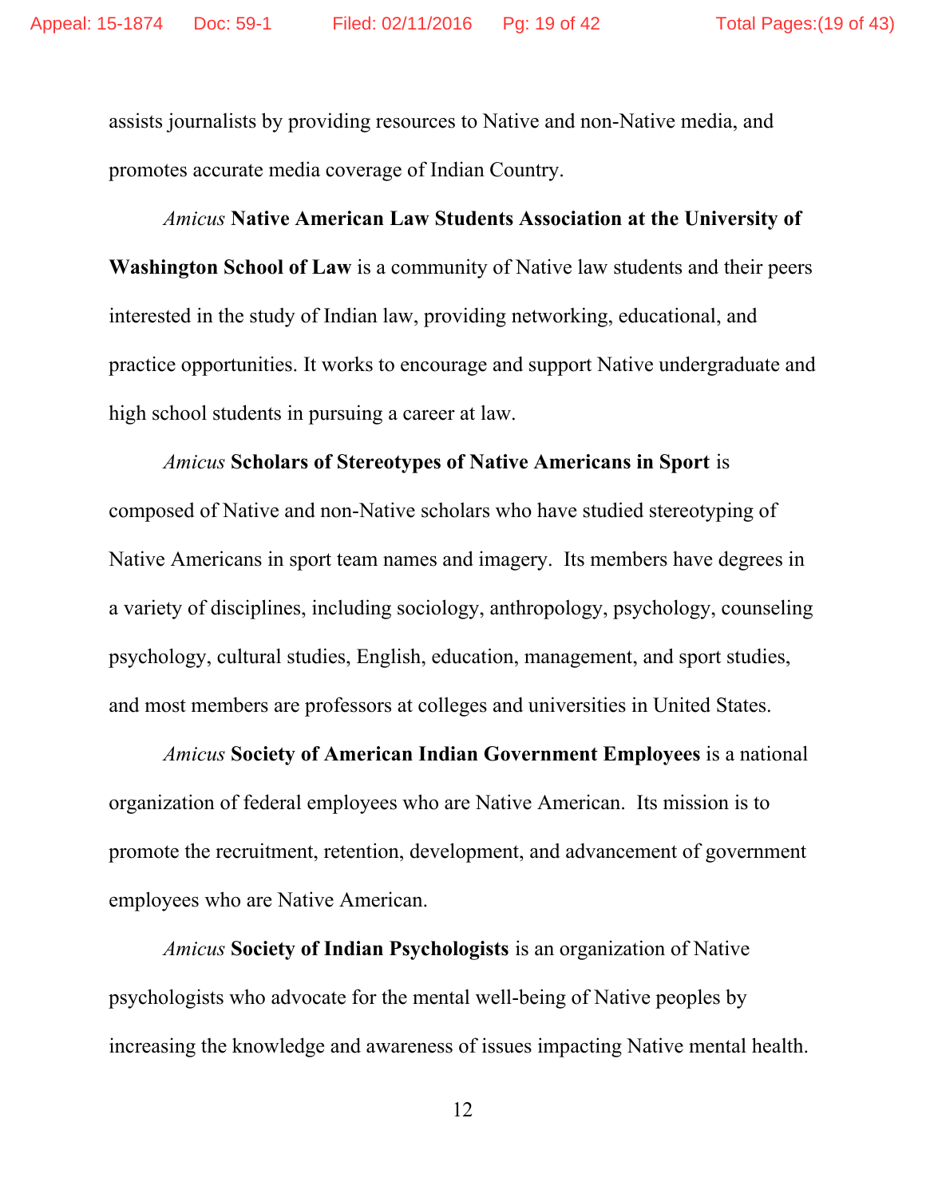assists journalists by providing resources to Native and non-Native media, and promotes accurate media coverage of Indian Country.

*Amicus* **Native American Law Students Association at the University of Washington School of Law** is a community of Native law students and their peers interested in the study of Indian law, providing networking, educational, and practice opportunities. It works to encourage and support Native undergraduate and high school students in pursuing a career at law.

*Amicus* **Scholars of Stereotypes of Native Americans in Sport** is composed of Native and non-Native scholars who have studied stereotyping of Native Americans in sport team names and imagery. Its members have degrees in a variety of disciplines, including sociology, anthropology, psychology, counseling psychology, cultural studies, English, education, management, and sport studies, and most members are professors at colleges and universities in United States.

*Amicus* **Society of American Indian Government Employees** is a national organization of federal employees who are Native American. Its mission is to promote the recruitment, retention, development, and advancement of government employees who are Native American.

*Amicus* **Society of Indian Psychologists** is an organization of Native psychologists who advocate for the mental well-being of Native peoples by increasing the knowledge and awareness of issues impacting Native mental health.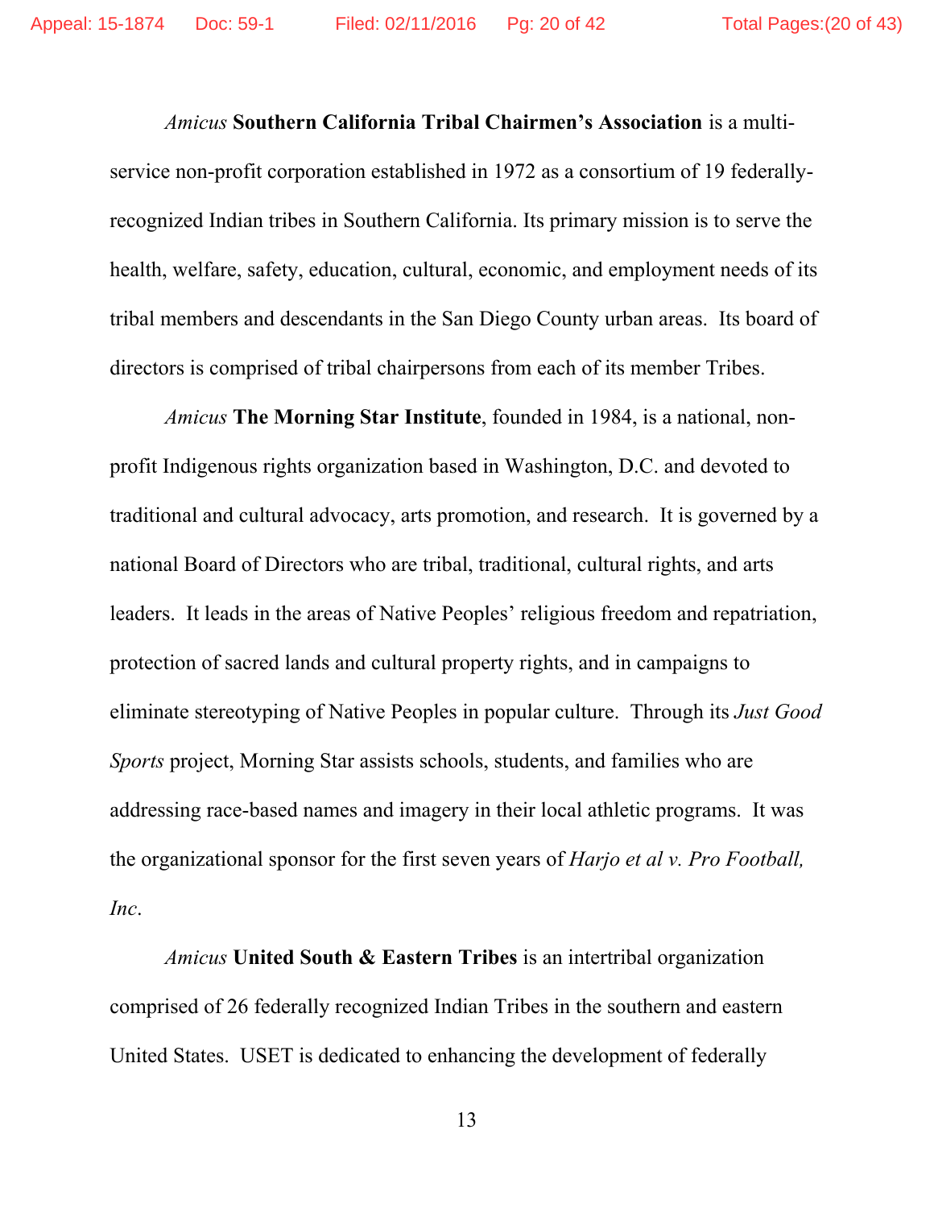*Amicus* **Southern California Tribal Chairmen's Association** is a multi-service non-profit corporation established in 1972 as a consortium of 19 federally-recognized Indian tribes in Southern California. Its primary mission is to serve the health, welfare, safety, education, cultural, economic, and employment needs of its tribal members and descendants in the San Diego County urban areas. Its board of directors is comprised of tribal chairpersons from each of its member Tribes.

*Amicus* **The Morning Star Institute**, founded in 1984, is a national, non-profit Indigenous rights organization based in Washington, D.C. and devoted to traditional and cultural advocacy, arts promotion, and research. It is governed by a national Board of Directors who are tribal, traditional, cultural rights, and arts leaders. It leads in the areas of Native Peoples' religious freedom and repatriation, protection of sacred lands and cultural property rights, and in campaigns to eliminate stereotyping of Native Peoples in popular culture. Through its *Just Good Sports* project, Morning Star assists schools, students, and families who are addressing race-based names and imagery in their local athletic programs. It was the organizational sponsor for the first seven years of *Harjo et al v. Pro Football, Inc*.

*Amicus* **United South & Eastern Tribes** is an intertribal organization comprised of 26 federally recognized Indian Tribes in the southern and eastern United States. USET is dedicated to enhancing the development of federally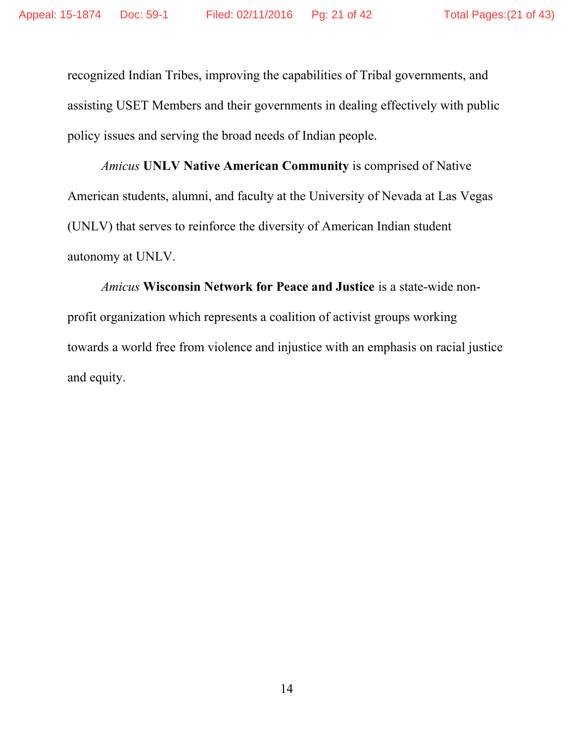recognized Indian Tribes, improving the capabilities of Tribal governments, and assisting USET Members and their governments in dealing effectively with public policy issues and serving the broad needs of Indian people.

*Amicus* **UNLV Native American Community** is comprised of Native American students, alumni, and faculty at the University of Nevada at Las Vegas (UNLV) that serves to reinforce the diversity of American Indian student autonomy at UNLV.

*Amicus* **Wisconsin Network for Peace and Justice** is a state-wide non-profit organization which represents a coalition of activist groups working towards a world free from violence and injustice with an emphasis on racial justice and equity.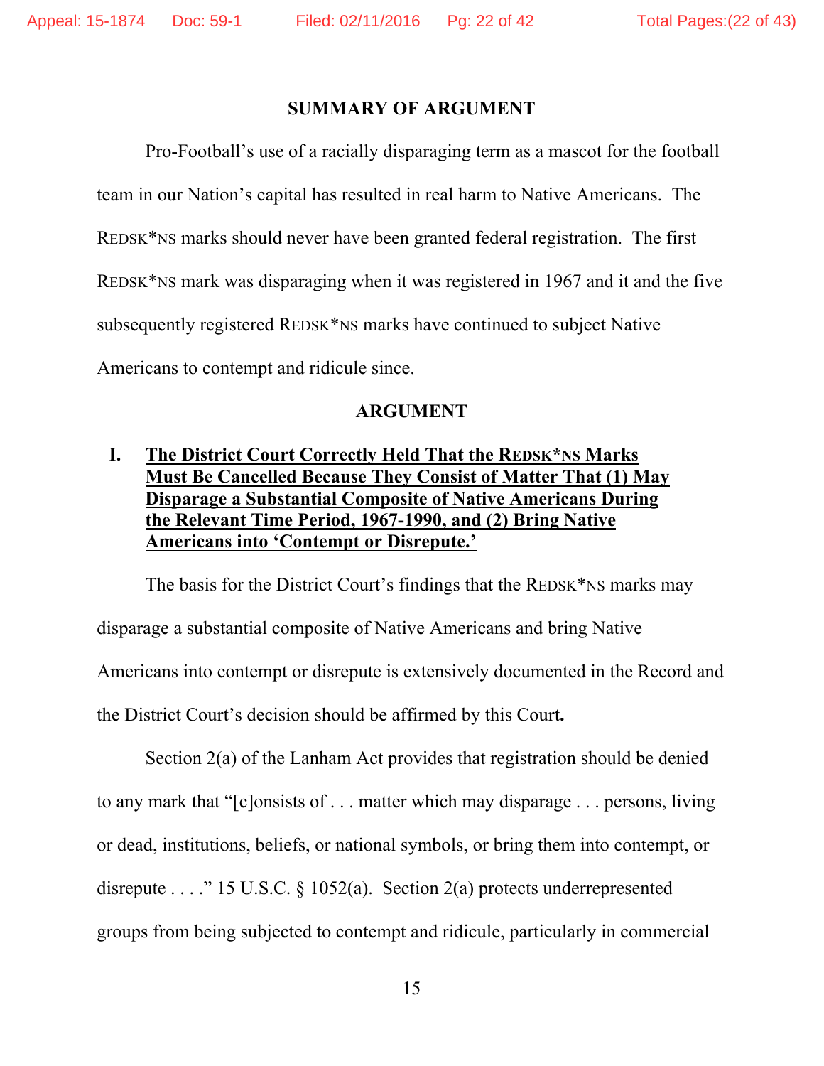## SUMMARY OF ARGUMENT

Pro-Football's use of a racially disparaging term as a mascot for the football team in our Nation's capital has resulted in real harm to Native Americans. The REDSK*NS marks should never have been granted federal registration. The first REDSK*NS mark was disparaging when it was registered in 1967 and it and the five subsequently registered REDSK*NS marks have continued to subject Native Americans to contempt and ridicule since.

## ARGUMENT

### I. The District Court Correctly Held That the REDSK*NS Marks Must Be Cancelled Because They Consist of Matter That (1) May Disparage a Substantial Composite of Native Americans During the Relevant Time Period, 1967-1990, and (2) Bring Native Americans into 'Contempt or Disrepute.'

The basis for the District Court's findings that the REDSK*NS marks may disparage a substantial composite of Native Americans and bring Native Americans into contempt or disrepute is extensively documented in the Record and the District Court's decision should be affirmed by this Court**.**

Section 2(a) of the Lanham Act provides that registration should be denied to any mark that "[c]onsists of . . . matter which may disparage . . . persons, living or dead, institutions, beliefs, or national symbols, or bring them into contempt, or disrepute . . . ." 15 U.S.C. § 1052(a). Section 2(a) protects underrepresented groups from being subjected to contempt and ridicule, particularly in commercial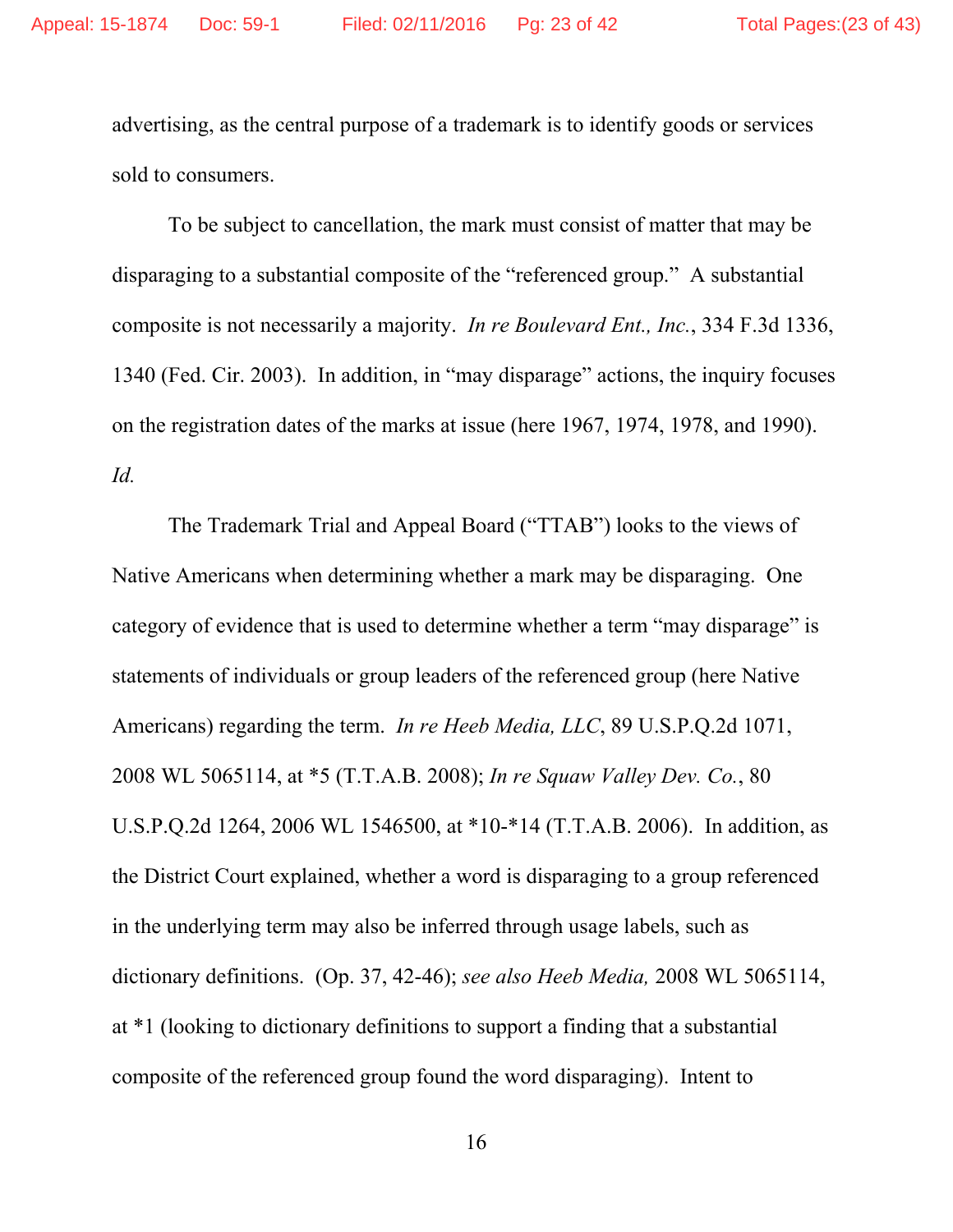advertising, as the central purpose of a trademark is to identify goods or services sold to consumers.

To be subject to cancellation, the mark must consist of matter that may be disparaging to a substantial composite of the "referenced group." A substantial composite is not necessarily a majority. *In re Boulevard Ent., Inc.*, 334 F.3d 1336, 1340 (Fed. Cir. 2003). In addition, in "may disparage" actions, the inquiry focuses on the registration dates of the marks at issue (here 1967, 1974, 1978, and 1990). *Id.*

The Trademark Trial and Appeal Board ("TTAB") looks to the views of Native Americans when determining whether a mark may be disparaging. One category of evidence that is used to determine whether a term "may disparage" is statements of individuals or group leaders of the referenced group (here Native Americans) regarding the term. *In re Heeb Media, LLC*, 89 U.S.P.Q.2d 1071, 2008 WL 5065114, at *5 (T.T.A.B. 2008); *In re Squaw Valley Dev. Co.*, 80 U.S.P.Q.2d 1264, 2006 WL 1546500, at *10-*14 (T.T.A.B. 2006). In addition, as the District Court explained, whether a word is disparaging to a group referenced in the underlying term may also be inferred through usage labels, such as dictionary definitions. (Op. 37, 42-46); *see also Heeb Media,* 2008 WL 5065114, at *1 (looking to dictionary definitions to support a finding that a substantial composite of the referenced group found the word disparaging). Intent to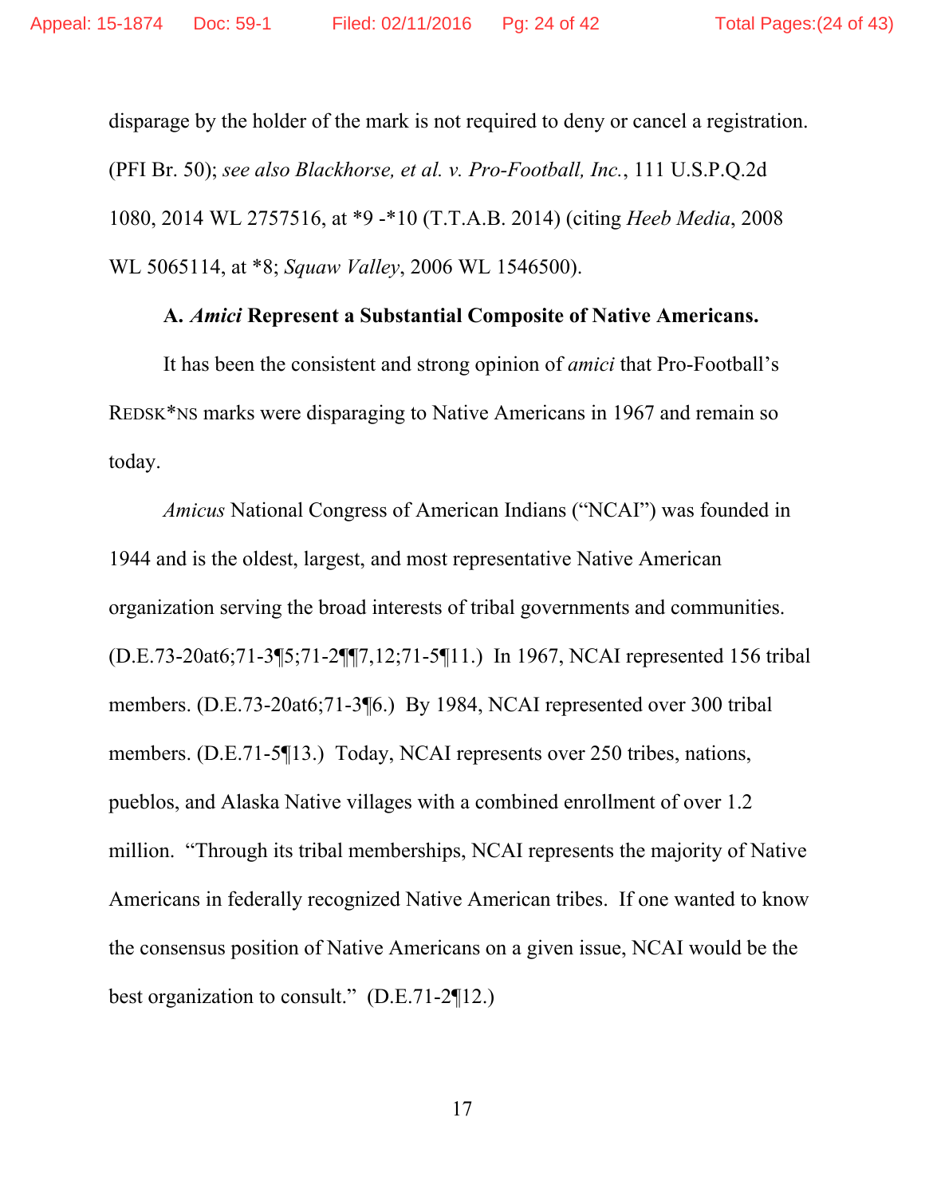disparage by the holder of the mark is not required to deny or cancel a registration. (PFI Br. 50); *see also Blackhorse, et al. v. Pro-Football, Inc.*, 111 U.S.P.Q.2d 1080, 2014 WL 2757516, at *9 -*10 (T.T.A.B. 2014) (citing *Heeb Media*, 2008 WL 5065114, at *8; *Squaw Valley*, 2006 WL 1546500).

### A. *Amici* Represent a Substantial Composite of Native Americans.

It has been the consistent and strong opinion of *amici* that Pro-Football's REDSK*NS marks were disparaging to Native Americans in 1967 and remain so today.

*Amicus* National Congress of American Indians ("NCAI") was founded in 1944 and is the oldest, largest, and most representative Native American organization serving the broad interests of tribal governments and communities. (D.E.73-20at6;71-3¶5;71-2¶¶7,12;71-5¶11.) In 1967, NCAI represented 156 tribal members. (D.E.73-20at6;71-3¶6.) By 1984, NCAI represented over 300 tribal members. (D.E.71-5¶13.) Today, NCAI represents over 250 tribes, nations, pueblos, and Alaska Native villages with a combined enrollment of over 1.2 million. "Through its tribal memberships, NCAI represents the majority of Native Americans in federally recognized Native American tribes. If one wanted to know the consensus position of Native Americans on a given issue, NCAI would be the best organization to consult." (D.E.71-2¶12.)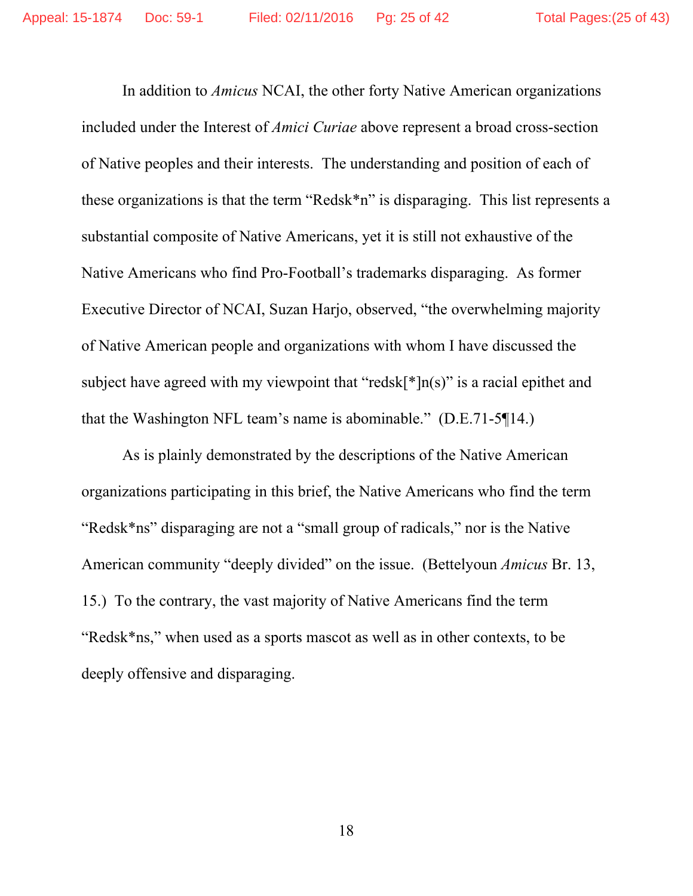In addition to *Amicus* NCAI, the other forty Native American organizations included under the Interest of *Amici Curiae* above represent a broad cross-section of Native peoples and their interests. The understanding and position of each of these organizations is that the term "Redsk*n" is disparaging. This list represents a substantial composite of Native Americans, yet it is still not exhaustive of the Native Americans who find Pro-Football's trademarks disparaging. As former Executive Director of NCAI, Suzan Harjo, observed, "the overwhelming majority of Native American people and organizations with whom I have discussed the subject have agreed with my viewpoint that "redsk[*]n(s)" is a racial epithet and that the Washington NFL team's name is abominable." (D.E.71-5¶14.)

As is plainly demonstrated by the descriptions of the Native American organizations participating in this brief, the Native Americans who find the term "Redsk*ns" disparaging are not a "small group of radicals," nor is the Native American community "deeply divided" on the issue. (Bettelyoun *Amicus* Br. 13, 15.) To the contrary, the vast majority of Native Americans find the term "Redsk*ns," when used as a sports mascot as well as in other contexts, to be deeply offensive and disparaging.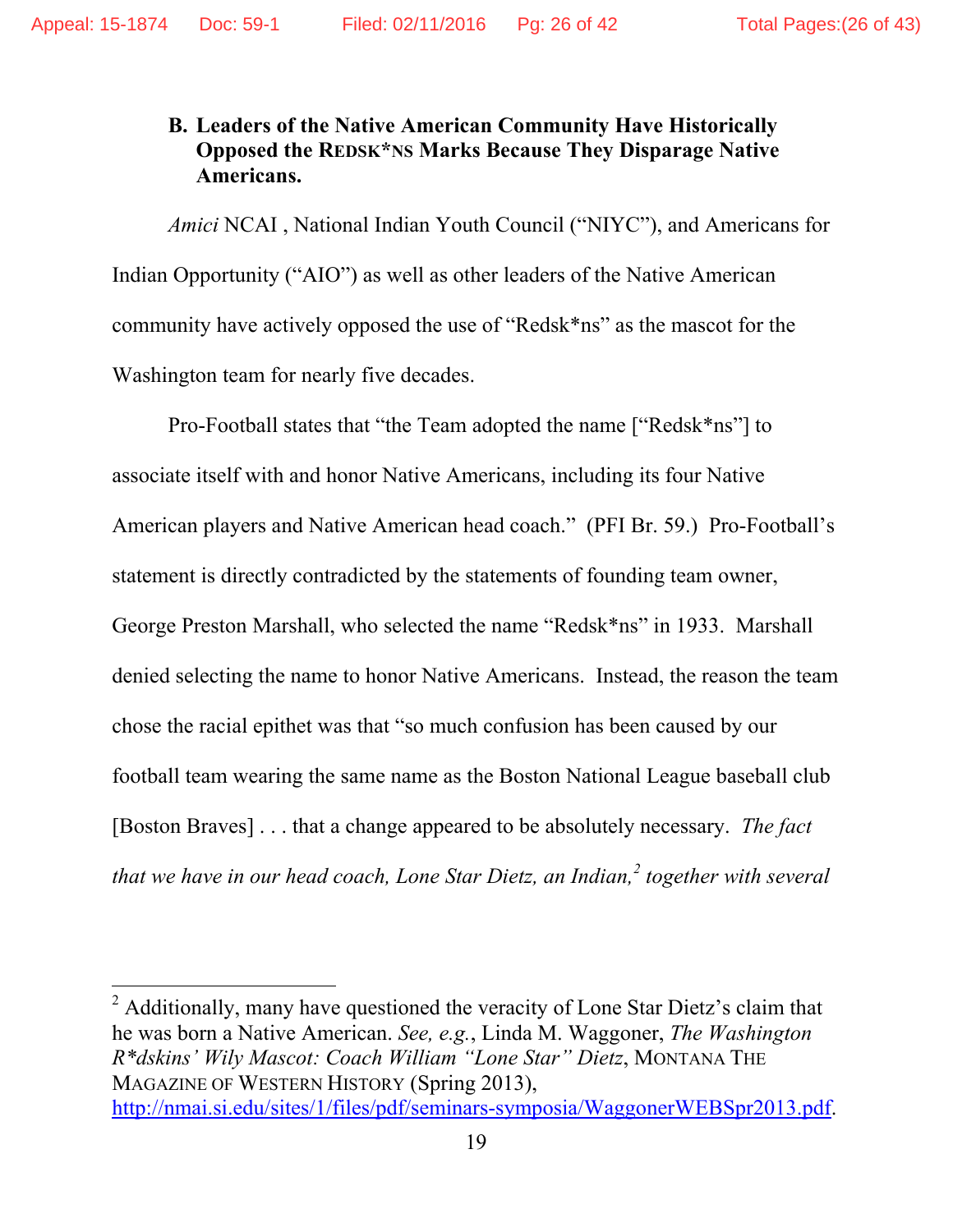### B. Leaders of the Native American Community Have Historically Opposed the REDSK*NS Marks Because They Disparage Native Americans.

*Amici* NCAI , National Indian Youth Council ("NIYC"), and Americans for Indian Opportunity ("AIO") as well as other leaders of the Native American community have actively opposed the use of "Redsk*ns" as the mascot for the Washington team for nearly five decades.

Pro-Football states that "the Team adopted the name ["Redsk*ns"] to associate itself with and honor Native Americans, including its four Native American players and Native American head coach." (PFI Br. 59.) Pro-Football's statement is directly contradicted by the statements of founding team owner, George Preston Marshall, who selected the name "Redsk*ns" in 1933. Marshall denied selecting the name to honor Native Americans. Instead, the reason the team chose the racial epithet was that "so much confusion has been caused by our football team wearing the same name as the Boston National League baseball club [Boston Braves] . . . that a change appeared to be absolutely necessary. *The fact that we have in our head coach, Lone Star Dietz, an Indian,*[2] *together with several*

---

[2] Additionally, many have questioned the veracity of Lone Star Dietz's claim that he was born a Native American. *See, e.g.*, Linda M. Waggoner, *The Washington R*dskins' Wily Mascot: Coach William "Lone Star" Dietz*, MONTANA THE MAGAZINE OF WESTERN HISTORY (Spring 2013), http://nmai.si.edu/sites/1/files/pdf/seminars-symposia/WaggonerWEBSpr2013.pdf.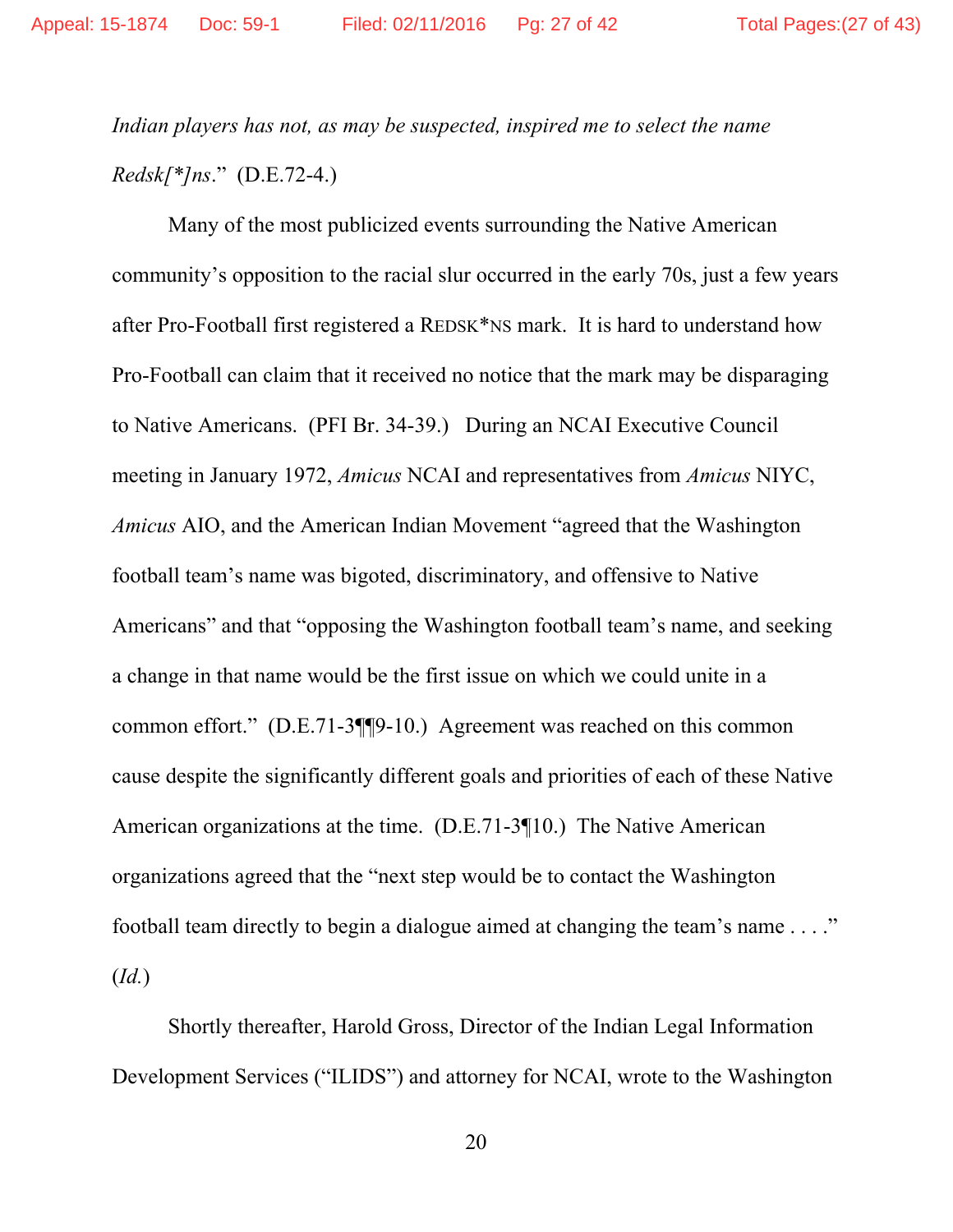*Indian players has not, as may be suspected, inspired me to select the name Redsk[*]ns*." (D.E.72-4.)

Many of the most publicized events surrounding the Native American community's opposition to the racial slur occurred in the early 70s, just a few years after Pro-Football first registered a REDSK*NS mark. It is hard to understand how Pro-Football can claim that it received no notice that the mark may be disparaging to Native Americans. (PFI Br. 34-39.) During an NCAI Executive Council meeting in January 1972, *Amicus* NCAI and representatives from *Amicus* NIYC, *Amicus* AIO, and the American Indian Movement "agreed that the Washington football team's name was bigoted, discriminatory, and offensive to Native Americans" and that "opposing the Washington football team's name, and seeking a change in that name would be the first issue on which we could unite in a common effort." (D.E.71-3¶¶9-10.) Agreement was reached on this common cause despite the significantly different goals and priorities of each of these Native American organizations at the time. (D.E.71-3¶10.) The Native American organizations agreed that the "next step would be to contact the Washington football team directly to begin a dialogue aimed at changing the team's name . . . ." (*Id.*)

Shortly thereafter, Harold Gross, Director of the Indian Legal Information Development Services ("ILIDS") and attorney for NCAI, wrote to the Washington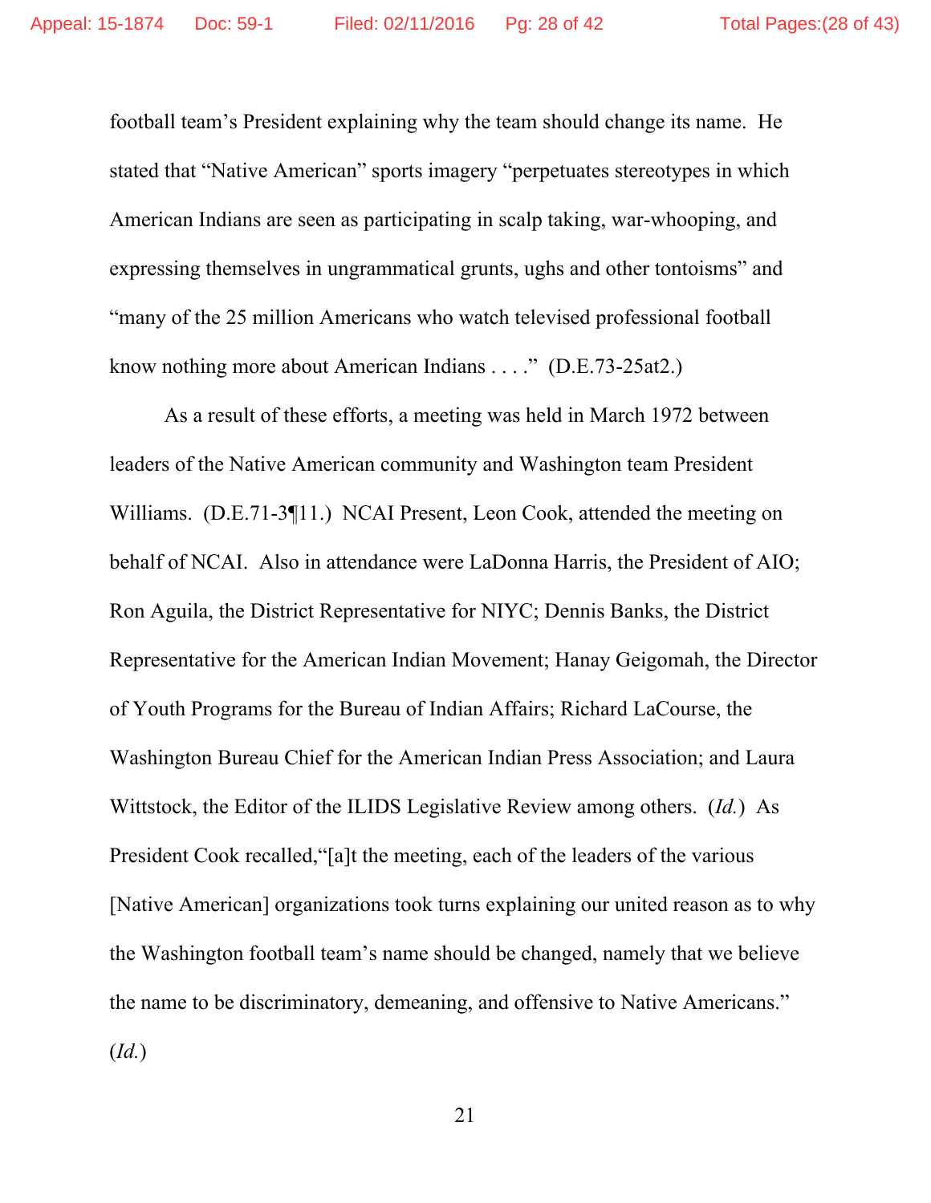football team's President explaining why the team should change its name. He stated that "Native American" sports imagery "perpetuates stereotypes in which American Indians are seen as participating in scalp taking, war-whooping, and expressing themselves in ungrammatical grunts, ughs and other tontoisms" and "many of the 25 million Americans who watch televised professional football know nothing more about American Indians . . . ." (D.E.73-25at2.)

As a result of these efforts, a meeting was held in March 1972 between leaders of the Native American community and Washington team President Williams. (D.E.71-3¶11.) NCAI Present, Leon Cook, attended the meeting on behalf of NCAI. Also in attendance were LaDonna Harris, the President of AIO; Ron Aguila, the District Representative for NIYC; Dennis Banks, the District Representative for the American Indian Movement; Hanay Geigomah, the Director of Youth Programs for the Bureau of Indian Affairs; Richard LaCourse, the Washington Bureau Chief for the American Indian Press Association; and Laura Wittstock, the Editor of the ILIDS Legislative Review among others. (*Id.*) As President Cook recalled,"[a]t the meeting, each of the leaders of the various [Native American] organizations took turns explaining our united reason as to why the Washington football team's name should be changed, namely that we believe the name to be discriminatory, demeaning, and offensive to Native Americans." (*Id.*)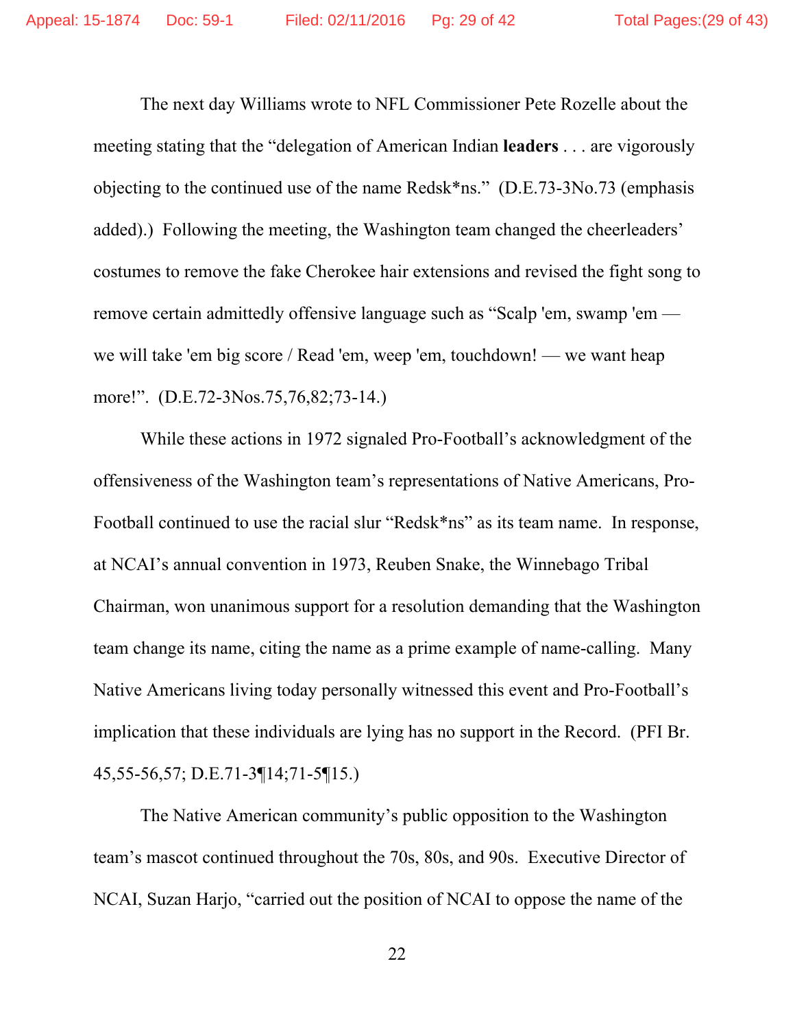The next day Williams wrote to NFL Commissioner Pete Rozelle about the meeting stating that the "delegation of American Indian **leaders** . . . are vigorously objecting to the continued use of the name Redsk*ns." (D.E.73-3No.73 (emphasis added).) Following the meeting, the Washington team changed the cheerleaders' costumes to remove the fake Cherokee hair extensions and revised the fight song to remove certain admittedly offensive language such as "Scalp 'em, swamp 'em — we will take 'em big score / Read 'em, weep 'em, touchdown! — we want heap more!". (D.E.72-3Nos.75,76,82;73-14.)

While these actions in 1972 signaled Pro-Football's acknowledgment of the offensiveness of the Washington team's representations of Native Americans, Pro-Football continued to use the racial slur "Redsk*ns" as its team name. In response, at NCAI's annual convention in 1973, Reuben Snake, the Winnebago Tribal Chairman, won unanimous support for a resolution demanding that the Washington team change its name, citing the name as a prime example of name-calling. Many Native Americans living today personally witnessed this event and Pro-Football's implication that these individuals are lying has no support in the Record. (PFI Br. 45,55-56,57; D.E.71-3¶14;71-5¶15.)

The Native American community's public opposition to the Washington team's mascot continued throughout the 70s, 80s, and 90s. Executive Director of NCAI, Suzan Harjo, "carried out the position of NCAI to oppose the name of the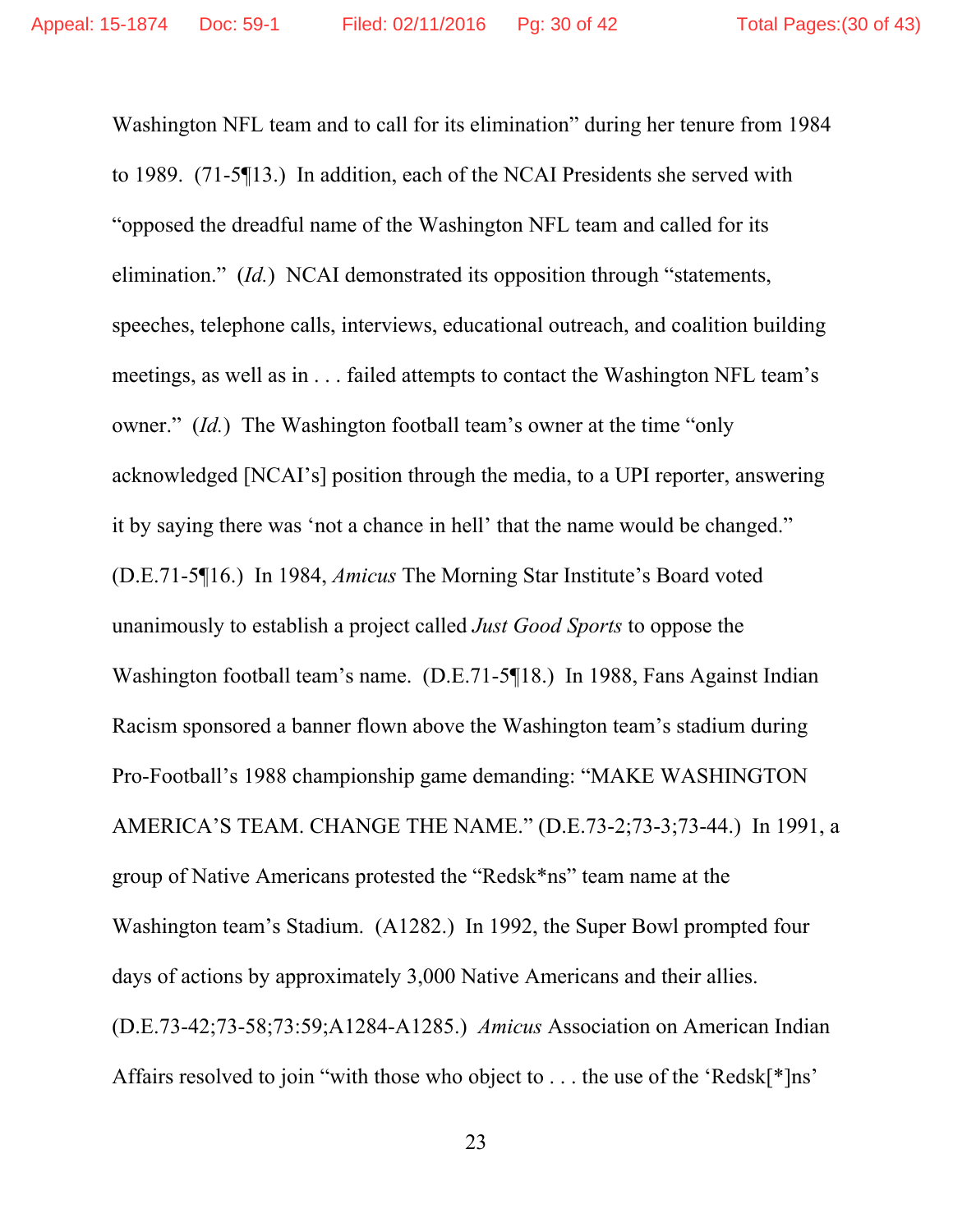Washington NFL team and to call for its elimination" during her tenure from 1984 to 1989. (71-5¶13.) In addition, each of the NCAI Presidents she served with "opposed the dreadful name of the Washington NFL team and called for its elimination." (*Id.*) NCAI demonstrated its opposition through "statements, speeches, telephone calls, interviews, educational outreach, and coalition building meetings, as well as in . . . failed attempts to contact the Washington NFL team's owner." (*Id.*) The Washington football team's owner at the time "only acknowledged [NCAI's] position through the media, to a UPI reporter, answering it by saying there was 'not a chance in hell' that the name would be changed." (D.E.71-5¶16.) In 1984, *Amicus* The Morning Star Institute's Board voted unanimously to establish a project called *Just Good Sports* to oppose the Washington football team's name. (D.E.71-5¶18.) In 1988, Fans Against Indian Racism sponsored a banner flown above the Washington team's stadium during Pro-Football's 1988 championship game demanding: "MAKE WASHINGTON AMERICA'S TEAM. CHANGE THE NAME." (D.E.73-2;73-3;73-44.) In 1991, a group of Native Americans protested the "Redsk*ns" team name at the Washington team's Stadium. (A1282.) In 1992, the Super Bowl prompted four days of actions by approximately 3,000 Native Americans and their allies. (D.E.73-42;73-58;73:59;A1284-A1285.) *Amicus* Association on American Indian Affairs resolved to join "with those who object to . . . the use of the 'Redsk[*]ns'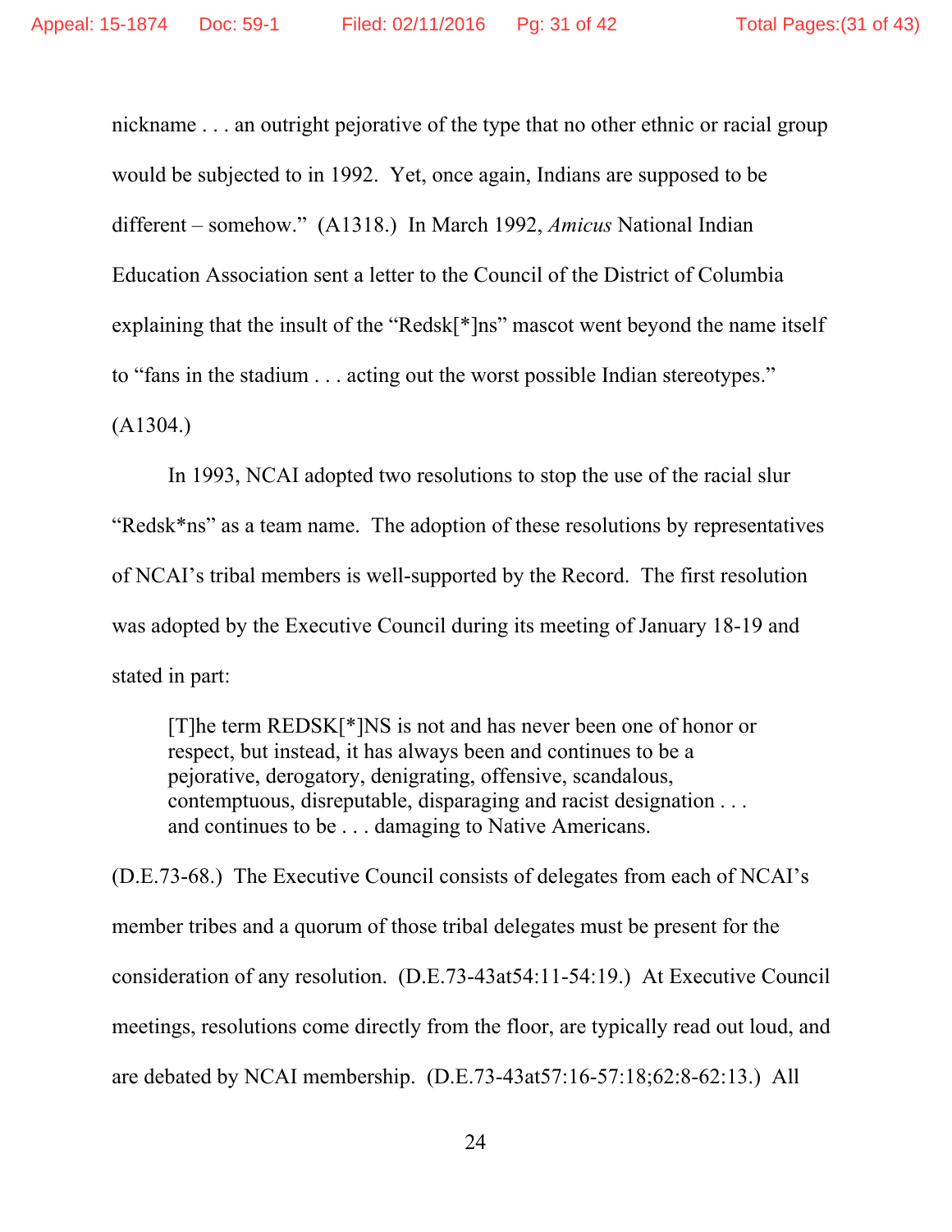nickname . . . an outright pejorative of the type that no other ethnic or racial group would be subjected to in 1992. Yet, once again, Indians are supposed to be different – somehow." (A1318.) In March 1992, *Amicus* National Indian Education Association sent a letter to the Council of the District of Columbia explaining that the insult of the "Redsk[*]ns" mascot went beyond the name itself to "fans in the stadium . . . acting out the worst possible Indian stereotypes." (A1304.)

In 1993, NCAI adopted two resolutions to stop the use of the racial slur "Redsk*ns" as a team name. The adoption of these resolutions by representatives of NCAI's tribal members is well-supported by the Record. The first resolution was adopted by the Executive Council during its meeting of January 18-19 and stated in part:

> [T]he term REDSK[*]NS is not and has never been one of honor or respect, but instead, it has always been and continues to be a pejorative, derogatory, denigrating, offensive, scandalous, contemptuous, disreputable, disparaging and racist designation . . . and continues to be . . . damaging to Native Americans.

(D.E.73-68.) The Executive Council consists of delegates from each of NCAI's member tribes and a quorum of those tribal delegates must be present for the consideration of any resolution. (D.E.73-43at54:11-54:19.) At Executive Council meetings, resolutions come directly from the floor, are typically read out loud, and are debated by NCAI membership. (D.E.73-43at57:16-57:18;62:8-62:13.) All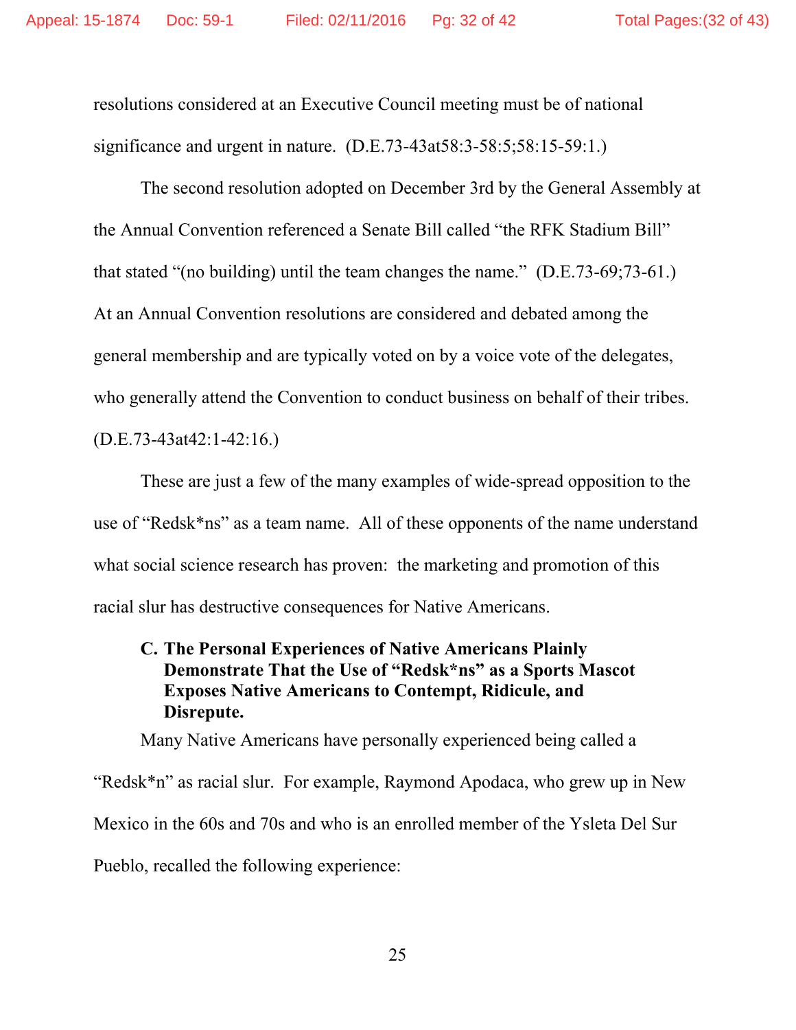resolutions considered at an Executive Council meeting must be of national significance and urgent in nature. (D.E.73-43at58:3-58:5;58:15-59:1.)

The second resolution adopted on December 3rd by the General Assembly at the Annual Convention referenced a Senate Bill called "the RFK Stadium Bill" that stated "(no building) until the team changes the name." (D.E.73-69;73-61.) At an Annual Convention resolutions are considered and debated among the general membership and are typically voted on by a voice vote of the delegates, who generally attend the Convention to conduct business on behalf of their tribes. (D.E.73-43at42:1-42:16.)

These are just a few of the many examples of wide-spread opposition to the use of "Redsk*ns" as a team name. All of these opponents of the name understand what social science research has proven: the marketing and promotion of this racial slur has destructive consequences for Native Americans.

### C. The Personal Experiences of Native Americans Plainly Demonstrate That the Use of "Redsk*ns" as a Sports Mascot Exposes Native Americans to Contempt, Ridicule, and Disrepute.

Many Native Americans have personally experienced being called a "Redsk*n" as racial slur. For example, Raymond Apodaca, who grew up in New Mexico in the 60s and 70s and who is an enrolled member of the Ysleta Del Sur Pueblo, recalled the following experience: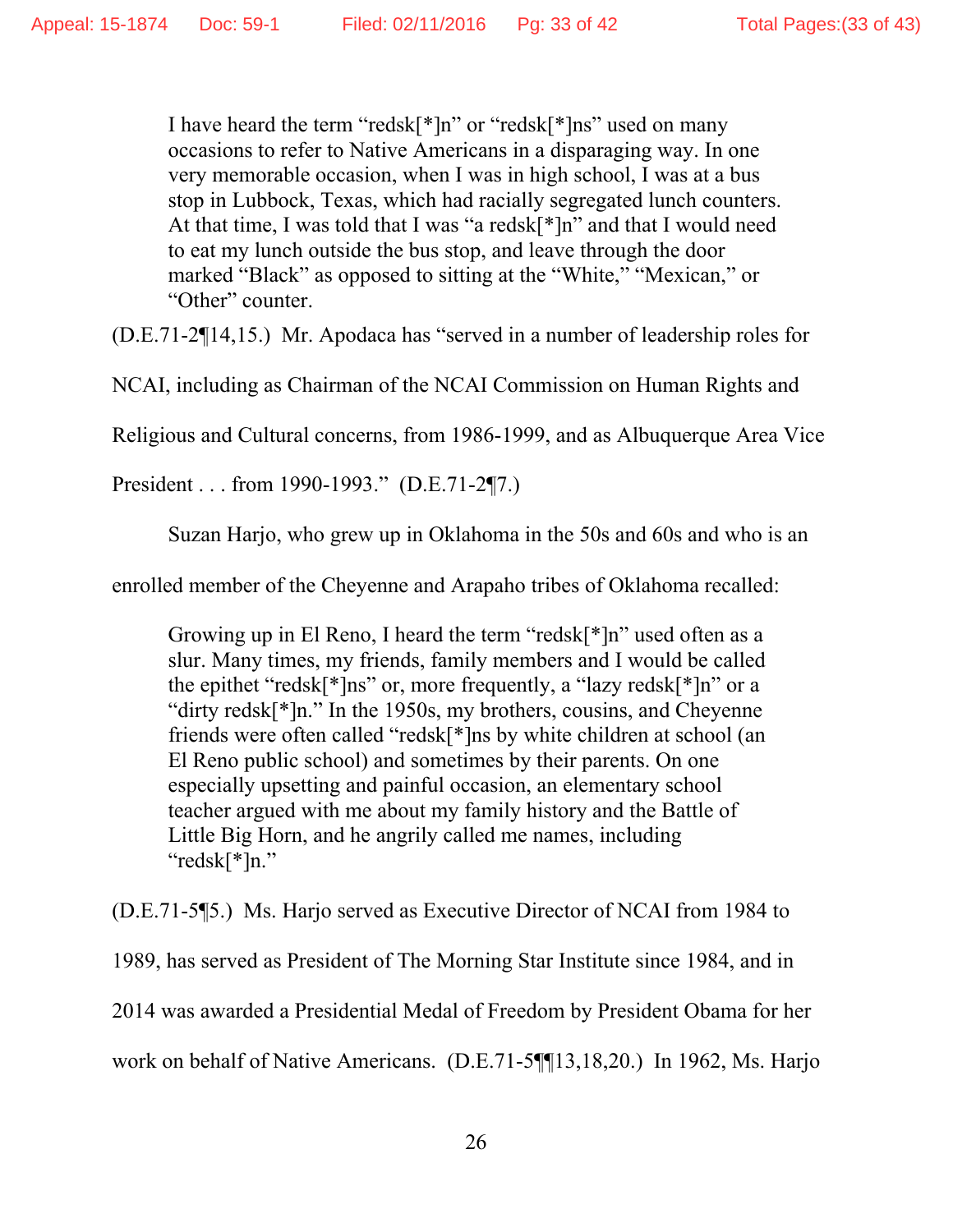> I have heard the term "redsk[*]n" or "redsk[*]ns" used on many occasions to refer to Native Americans in a disparaging way. In one very memorable occasion, when I was in high school, I was at a bus stop in Lubbock, Texas, which had racially segregated lunch counters. At that time, I was told that I was "a redsk[*]n" and that I would need to eat my lunch outside the bus stop, and leave through the door marked "Black" as opposed to sitting at the "White," "Mexican," or "Other" counter.

(D.E.71-2¶14,15.) Mr. Apodaca has "served in a number of leadership roles for NCAI, including as Chairman of the NCAI Commission on Human Rights and Religious and Cultural concerns, from 1986-1999, and as Albuquerque Area Vice President . . . from 1990-1993." (D.E.71-2¶7.)

Suzan Harjo, who grew up in Oklahoma in the 50s and 60s and who is an enrolled member of the Cheyenne and Arapaho tribes of Oklahoma recalled:

> Growing up in El Reno, I heard the term "redsk[*]n" used often as a slur. Many times, my friends, family members and I would be called the epithet "redsk[*]ns" or, more frequently, a "lazy redsk[*]n" or a "dirty redsk[*]n." In the 1950s, my brothers, cousins, and Cheyenne friends were often called "redsk[*]ns by white children at school (an El Reno public school) and sometimes by their parents. On one especially upsetting and painful occasion, an elementary school teacher argued with me about my family history and the Battle of Little Big Horn, and he angrily called me names, including "redsk[*]n."

(D.E.71-5¶5.) Ms. Harjo served as Executive Director of NCAI from 1984 to 1989, has served as President of The Morning Star Institute since 1984, and in 2014 was awarded a Presidential Medal of Freedom by President Obama for her work on behalf of Native Americans. (D.E.71-5¶¶13,18,20.) In 1962, Ms. Harjo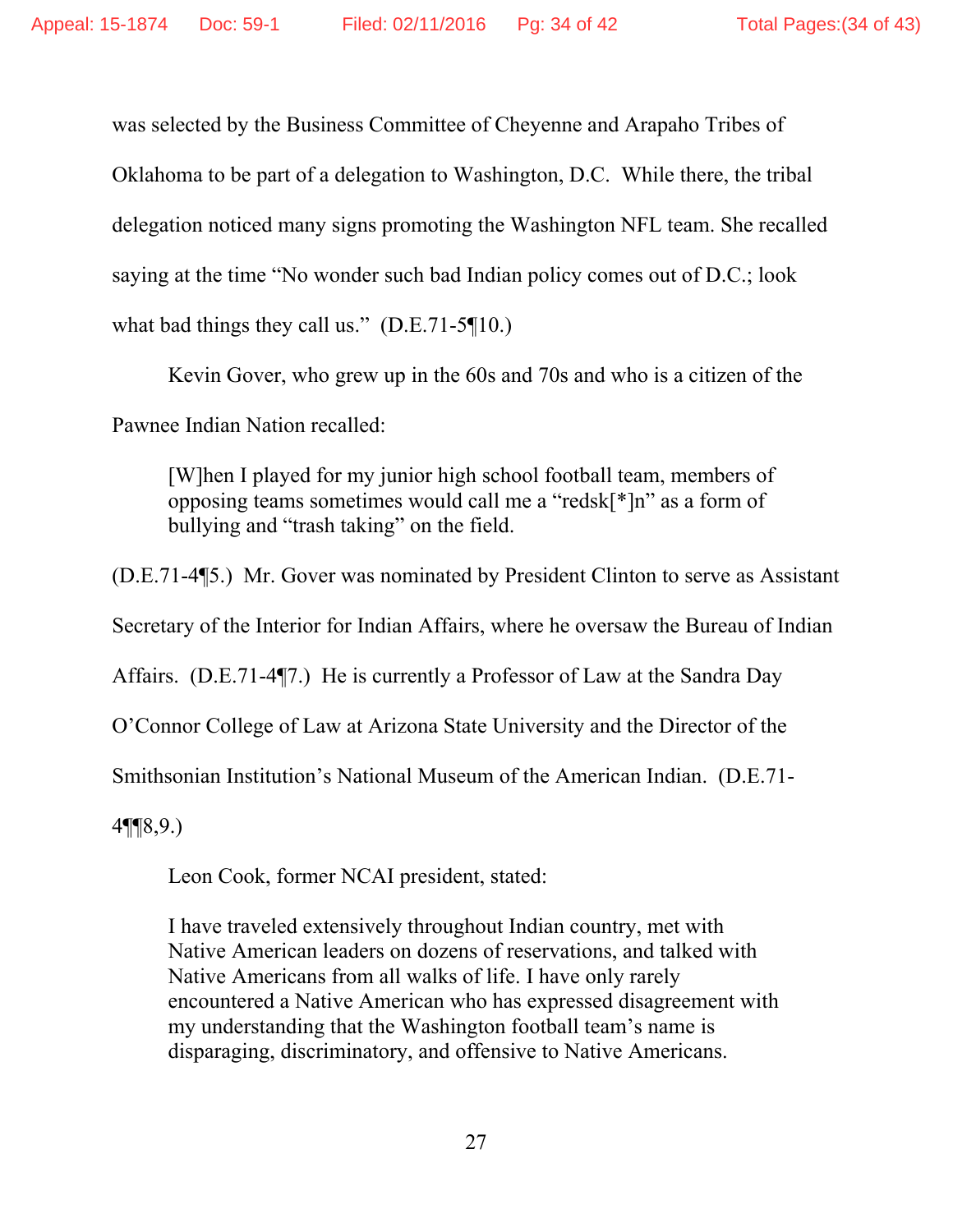was selected by the Business Committee of Cheyenne and Arapaho Tribes of Oklahoma to be part of a delegation to Washington, D.C. While there, the tribal delegation noticed many signs promoting the Washington NFL team. She recalled saying at the time "No wonder such bad Indian policy comes out of D.C.; look what bad things they call us." (D.E.71-5¶10.)

Kevin Gover, who grew up in the 60s and 70s and who is a citizen of the Pawnee Indian Nation recalled:

> [W]hen I played for my junior high school football team, members of opposing teams sometimes would call me a "redsk[*]n" as a form of bullying and "trash taking" on the field.

(D.E.71-4¶5.) Mr. Gover was nominated by President Clinton to serve as Assistant Secretary of the Interior for Indian Affairs, where he oversaw the Bureau of Indian Affairs. (D.E.71-4¶7.) He is currently a Professor of Law at the Sandra Day O'Connor College of Law at Arizona State University and the Director of the Smithsonian Institution's National Museum of the American Indian. (D.E.71-4¶¶8,9.)

Leon Cook, former NCAI president, stated:

> I have traveled extensively throughout Indian country, met with Native American leaders on dozens of reservations, and talked with Native Americans from all walks of life. I have only rarely encountered a Native American who has expressed disagreement with my understanding that the Washington football team's name is disparaging, discriminatory, and offensive to Native Americans.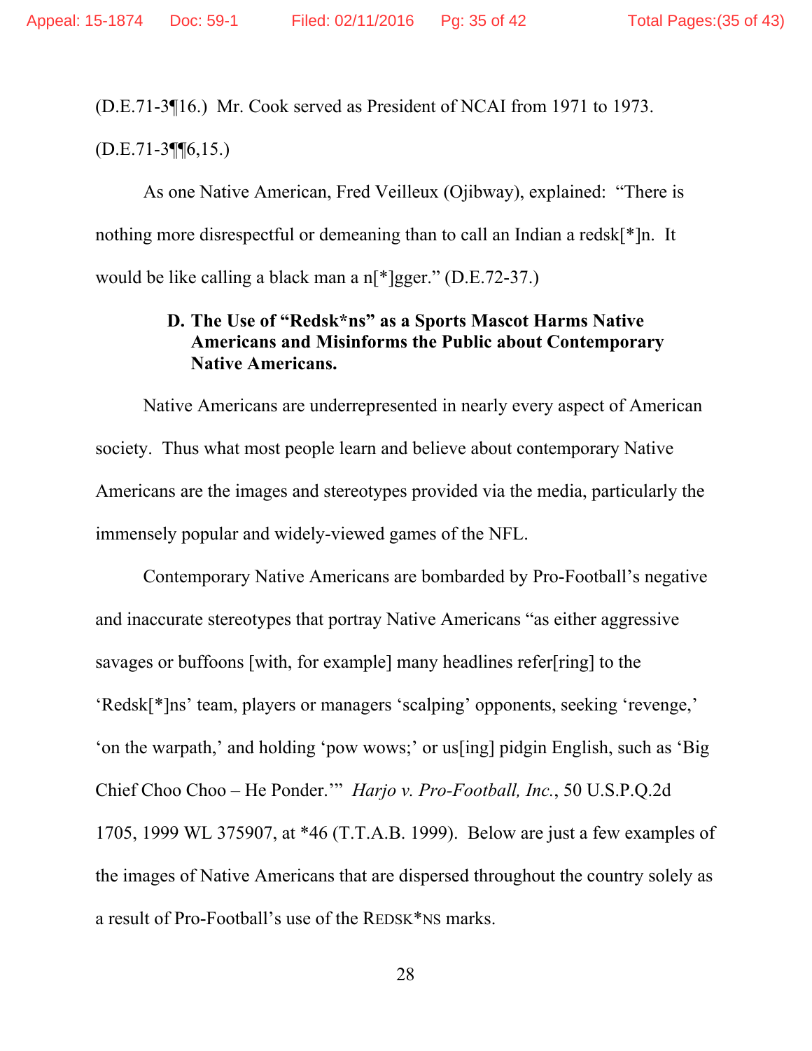(D.E.71-3¶16.) Mr. Cook served as President of NCAI from 1971 to 1973. (D.E.71-3¶¶6,15.)

As one Native American, Fred Veilleux (Ojibway), explained: "There is nothing more disrespectful or demeaning than to call an Indian a redsk[*]n. It would be like calling a black man a n[*]gger." (D.E.72-37.)

### D. The Use of "Redsk*ns" as a Sports Mascot Harms Native Americans and Misinforms the Public about Contemporary Native Americans.

Native Americans are underrepresented in nearly every aspect of American society. Thus what most people learn and believe about contemporary Native Americans are the images and stereotypes provided via the media, particularly the immensely popular and widely-viewed games of the NFL.

Contemporary Native Americans are bombarded by Pro-Football's negative and inaccurate stereotypes that portray Native Americans "as either aggressive savages or buffoons [with, for example] many headlines refer[ring] to the 'Redsk[*]ns' team, players or managers 'scalping' opponents, seeking 'revenge,' 'on the warpath,' and holding 'pow wows;' or us[ing] pidgin English, such as 'Big Chief Choo Choo – He Ponder.'" *Harjo v. Pro-Football, Inc.*, 50 U.S.P.Q.2d 1705, 1999 WL 375907, at *46 (T.T.A.B. 1999). Below are just a few examples of the images of Native Americans that are dispersed throughout the country solely as a result of Pro-Football's use of the REDSK*NS marks.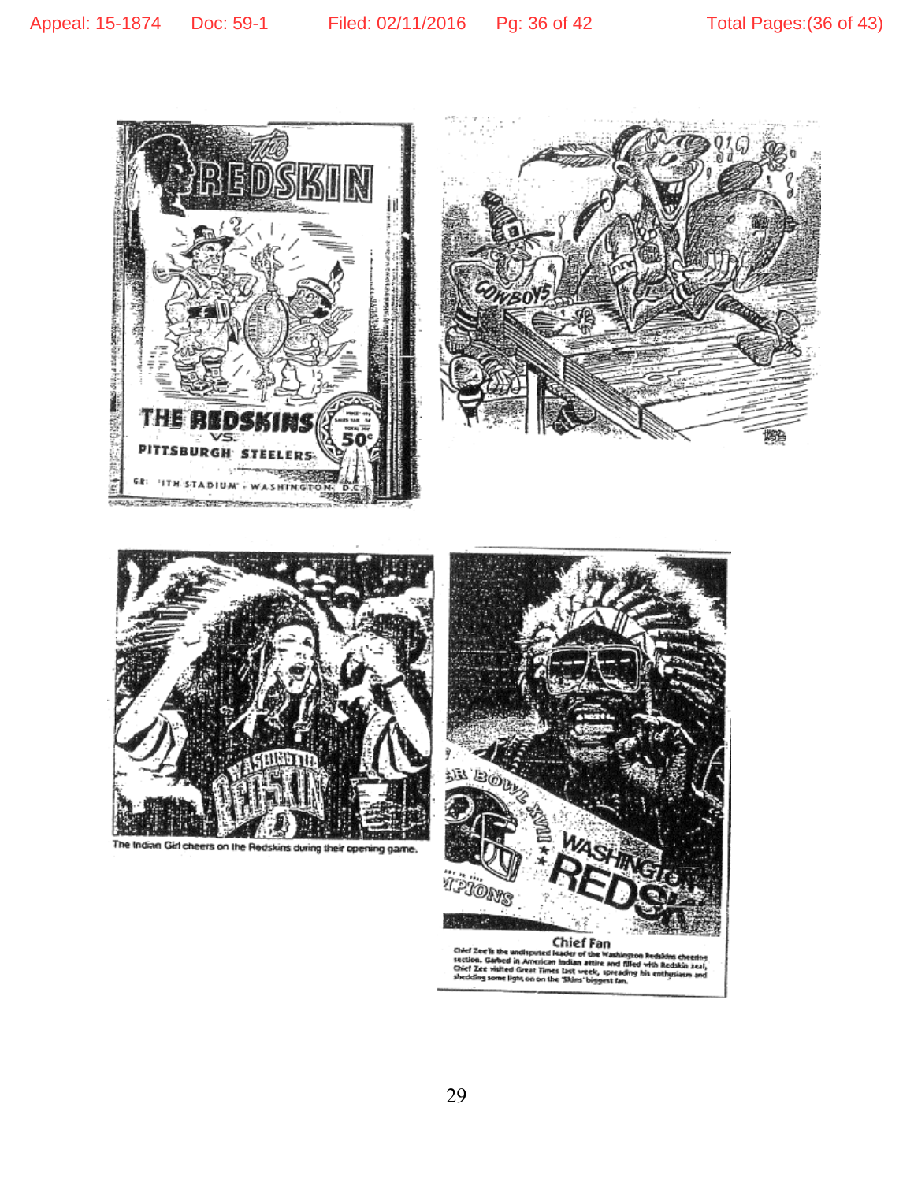The Indian Girl cheers on the Redskins during their opening game.

**Chief Fan**

Chief Zee is the undisputed leader of the Washington Redskins cheering section. Garbed in American Indian attire and filled with Redskin zeal, Chief Zee visited Great Times last week, spreading his enthusiasm and shedding some light on the 'Skins' biggest fan.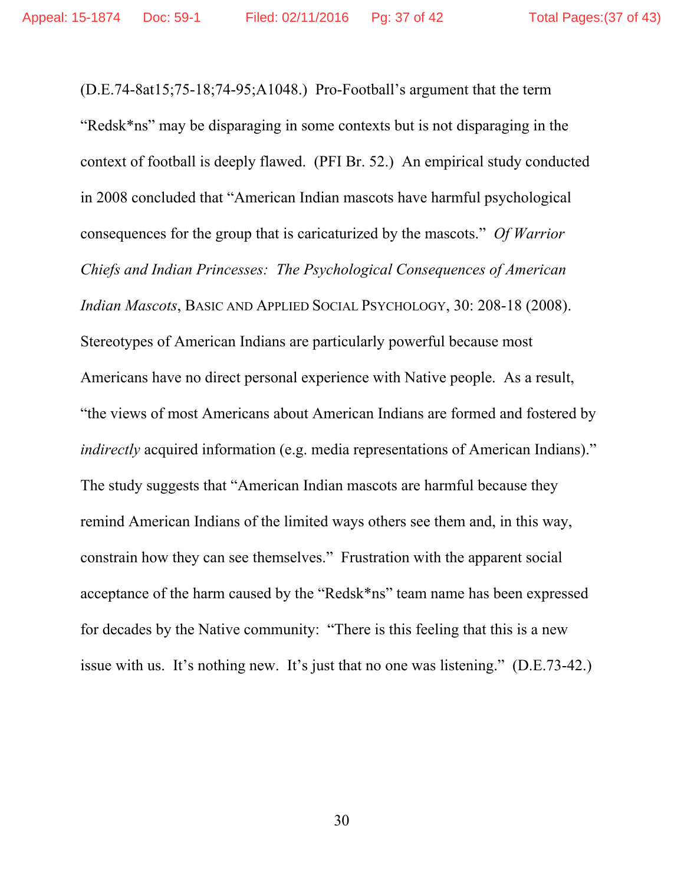(D.E.74-8at15;75-18;74-95;A1048.) Pro-Football's argument that the term "Redsk*ns" may be disparaging in some contexts but is not disparaging in the context of football is deeply flawed. (PFI Br. 52.) An empirical study conducted in 2008 concluded that "American Indian mascots have harmful psychological consequences for the group that is caricaturized by the mascots." *Of Warrior Chiefs and Indian Princesses: The Psychological Consequences of American Indian Mascots*, BASIC AND APPLIED SOCIAL PSYCHOLOGY, 30: 208-18 (2008). Stereotypes of American Indians are particularly powerful because most Americans have no direct personal experience with Native people. As a result, "the views of most Americans about American Indians are formed and fostered by *indirectly* acquired information (e.g. media representations of American Indians)." The study suggests that "American Indian mascots are harmful because they remind American Indians of the limited ways others see them and, in this way, constrain how they can see themselves." Frustration with the apparent social acceptance of the harm caused by the "Redsk*ns" team name has been expressed for decades by the Native community: "There is this feeling that this is a new issue with us. It's nothing new. It's just that no one was listening." (D.E.73-42.)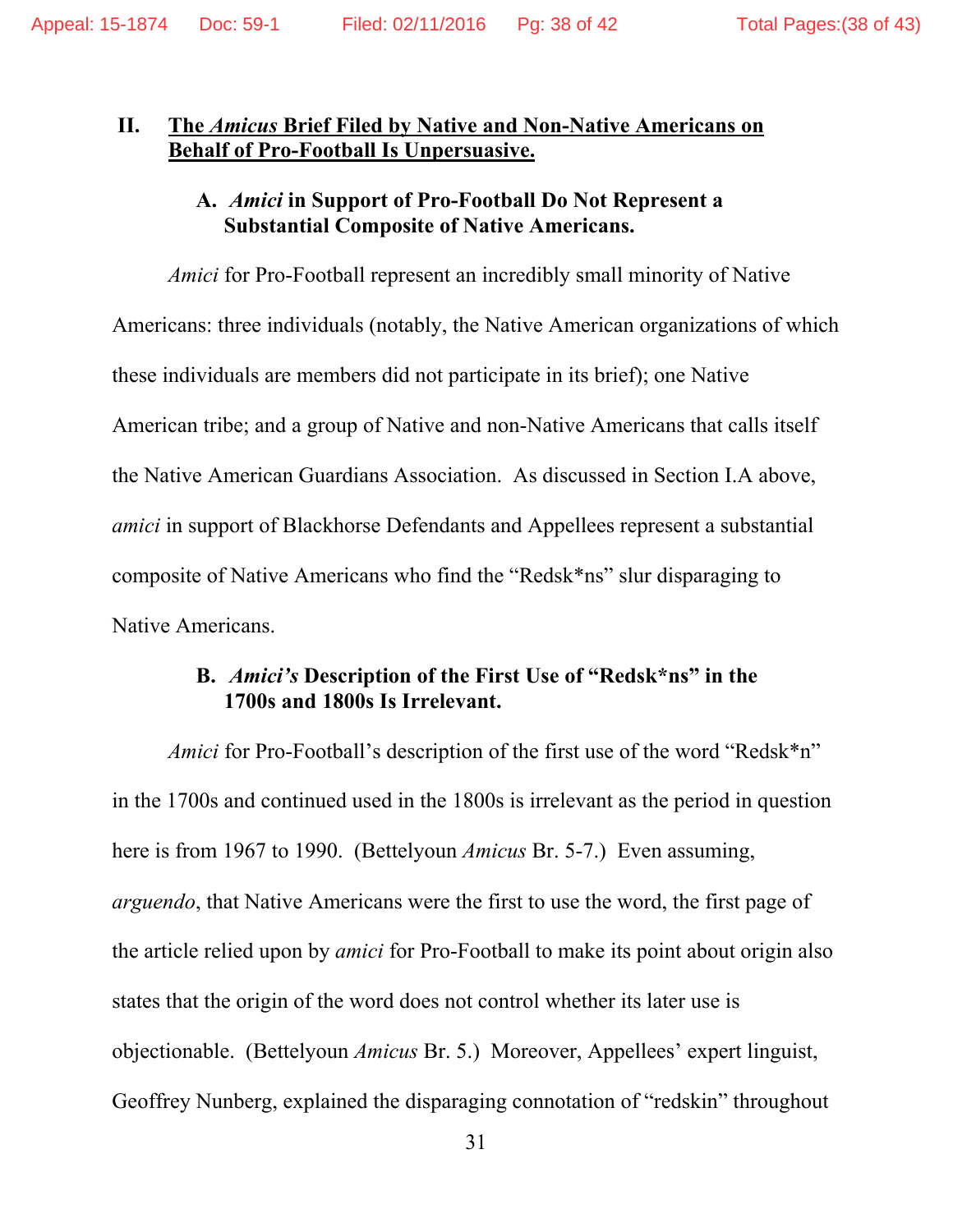## II. <u>The *Amicus* Brief Filed by Native and Non-Native Americans on Behalf of Pro-Football Is Unpersuasive.</u>

### A. *Amici* in Support of Pro-Football Do Not Represent a Substantial Composite of Native Americans.

*Amici* for Pro-Football represent an incredibly small minority of Native Americans: three individuals (notably, the Native American organizations of which these individuals are members did not participate in its brief); one Native American tribe; and a group of Native and non-Native Americans that calls itself the Native American Guardians Association. As discussed in Section I.A above, *amici* in support of Blackhorse Defendants and Appellees represent a substantial composite of Native Americans who find the "Redsk*ns" slur disparaging to Native Americans.

### B. *Amici's* Description of the First Use of "Redsk*ns" in the 1700s and 1800s Is Irrelevant.

*Amici* for Pro-Football's description of the first use of the word "Redsk*n" in the 1700s and continued used in the 1800s is irrelevant as the period in question here is from 1967 to 1990. (Bettelyoun *Amicus* Br. 5-7.) Even assuming, *arguendo*, that Native Americans were the first to use the word, the first page of the article relied upon by *amici* for Pro-Football to make its point about origin also states that the origin of the word does not control whether its later use is objectionable. (Bettelyoun *Amicus* Br. 5.) Moreover, Appellees' expert linguist, Geoffrey Nunberg, explained the disparaging connotation of "redskin" throughout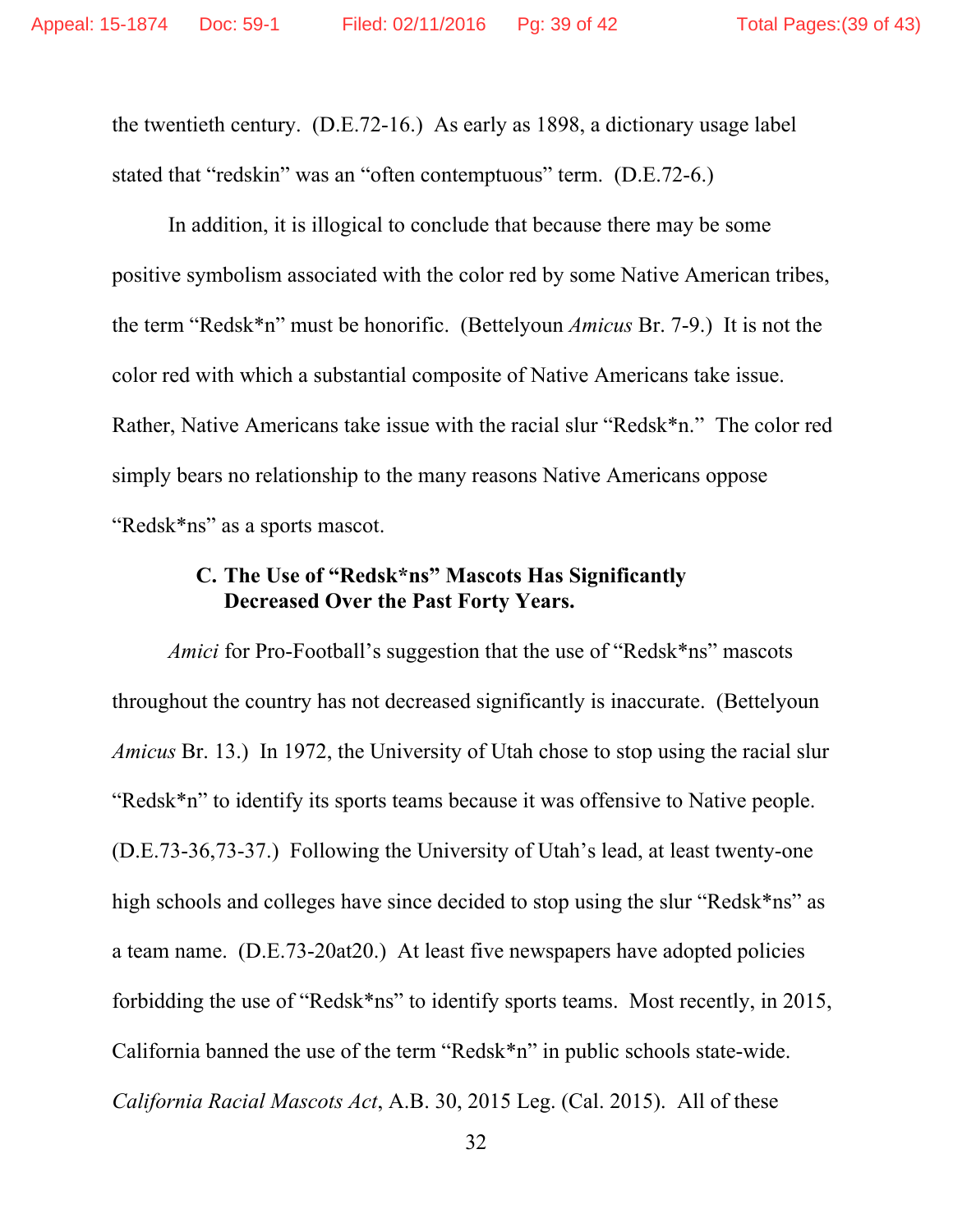the twentieth century. (D.E.72-16.) As early as 1898, a dictionary usage label stated that "redskin" was an "often contemptuous" term. (D.E.72-6.)

In addition, it is illogical to conclude that because there may be some positive symbolism associated with the color red by some Native American tribes, the term "Redsk*n" must be honorific. (Bettelyoun *Amicus* Br. 7-9.) It is not the color red with which a substantial composite of Native Americans take issue. Rather, Native Americans take issue with the racial slur "Redsk*n." The color red simply bears no relationship to the many reasons Native Americans oppose "Redsk*ns" as a sports mascot.

### C. The Use of "Redsk*ns" Mascots Has Significantly Decreased Over the Past Forty Years.

*Amici* for Pro-Football's suggestion that the use of "Redsk*ns" mascots throughout the country has not decreased significantly is inaccurate. (Bettelyoun *Amicus* Br. 13.) In 1972, the University of Utah chose to stop using the racial slur "Redsk*n" to identify its sports teams because it was offensive to Native people. (D.E.73-36,73-37.) Following the University of Utah's lead, at least twenty-one high schools and colleges have since decided to stop using the slur "Redsk*ns" as a team name. (D.E.73-20at20.) At least five newspapers have adopted policies forbidding the use of "Redsk*ns" to identify sports teams. Most recently, in 2015, California banned the use of the term "Redsk*n" in public schools state-wide. *California Racial Mascots Act*, A.B. 30, 2015 Leg. (Cal. 2015). All of these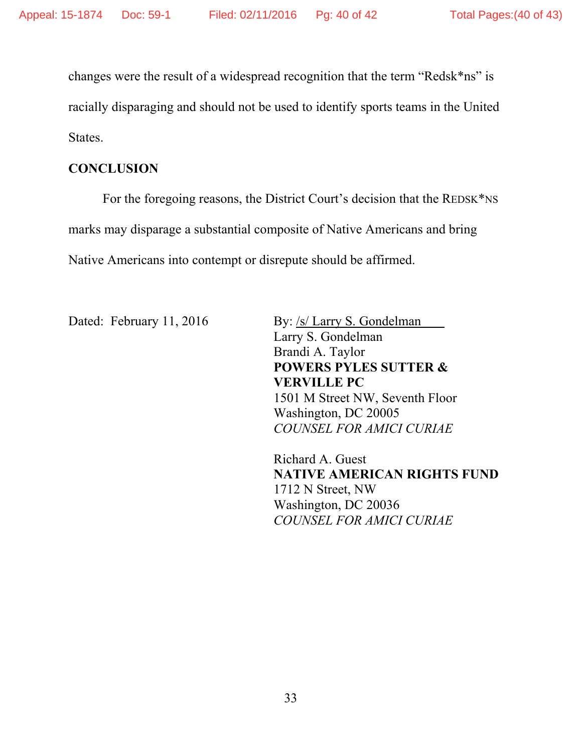changes were the result of a widespread recognition that the term "Redsk*ns" is racially disparaging and should not be used to identify sports teams in the United States.

## CONCLUSION

For the foregoing reasons, the District Court's decision that the REDSK*NS marks may disparage a substantial composite of Native Americans and bring Native Americans into contempt or disrepute should be affirmed.

Dated: February 11, 2016

By: /s/ Larry S. Gondelman  
Larry S. Gondelman  
Brandi A. Taylor  
**POWERS PYLES SUTTER & VERVILLE PC**  
1501 M Street NW, Seventh Floor  
Washington, DC 20005  
*COUNSEL FOR AMICI CURIAE*

Richard A. Guest  
**NATIVE AMERICAN RIGHTS FUND**  
1712 N Street, NW  
Washington, DC 20036  
*COUNSEL FOR AMICI CURIAE*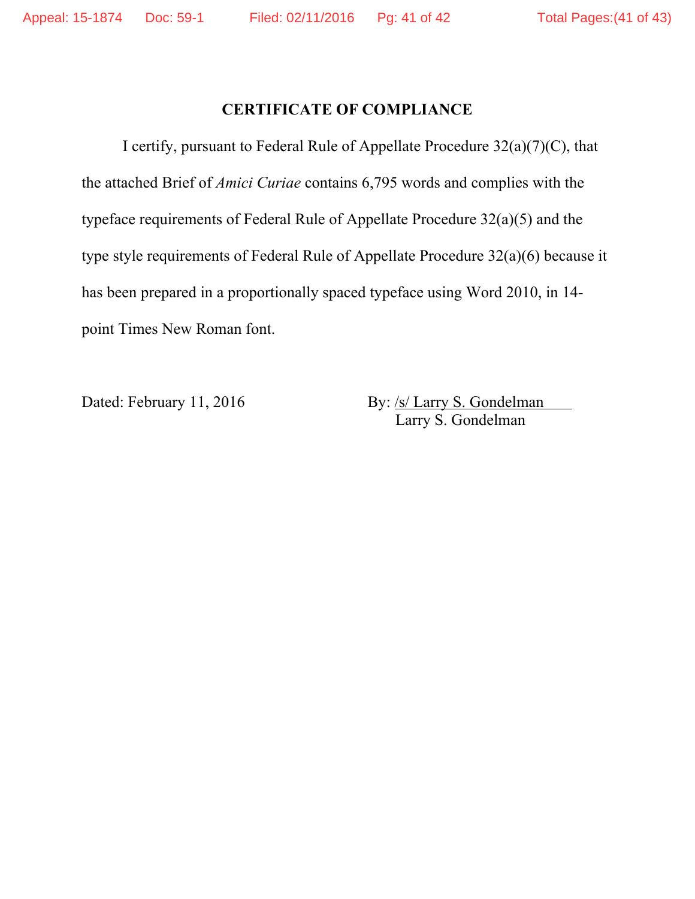## CERTIFICATE OF COMPLIANCE

I certify, pursuant to Federal Rule of Appellate Procedure 32(a)(7)(C), that the attached Brief of *Amici Curiae* contains 6,795 words and complies with the typeface requirements of Federal Rule of Appellate Procedure 32(a)(5) and the type style requirements of Federal Rule of Appellate Procedure 32(a)(6) because it has been prepared in a proportionally spaced typeface using Word 2010, in 14-point Times New Roman font.

Dated: February 11, 2016

By: /s/ Larry S. Gondelman
Larry S. Gondelman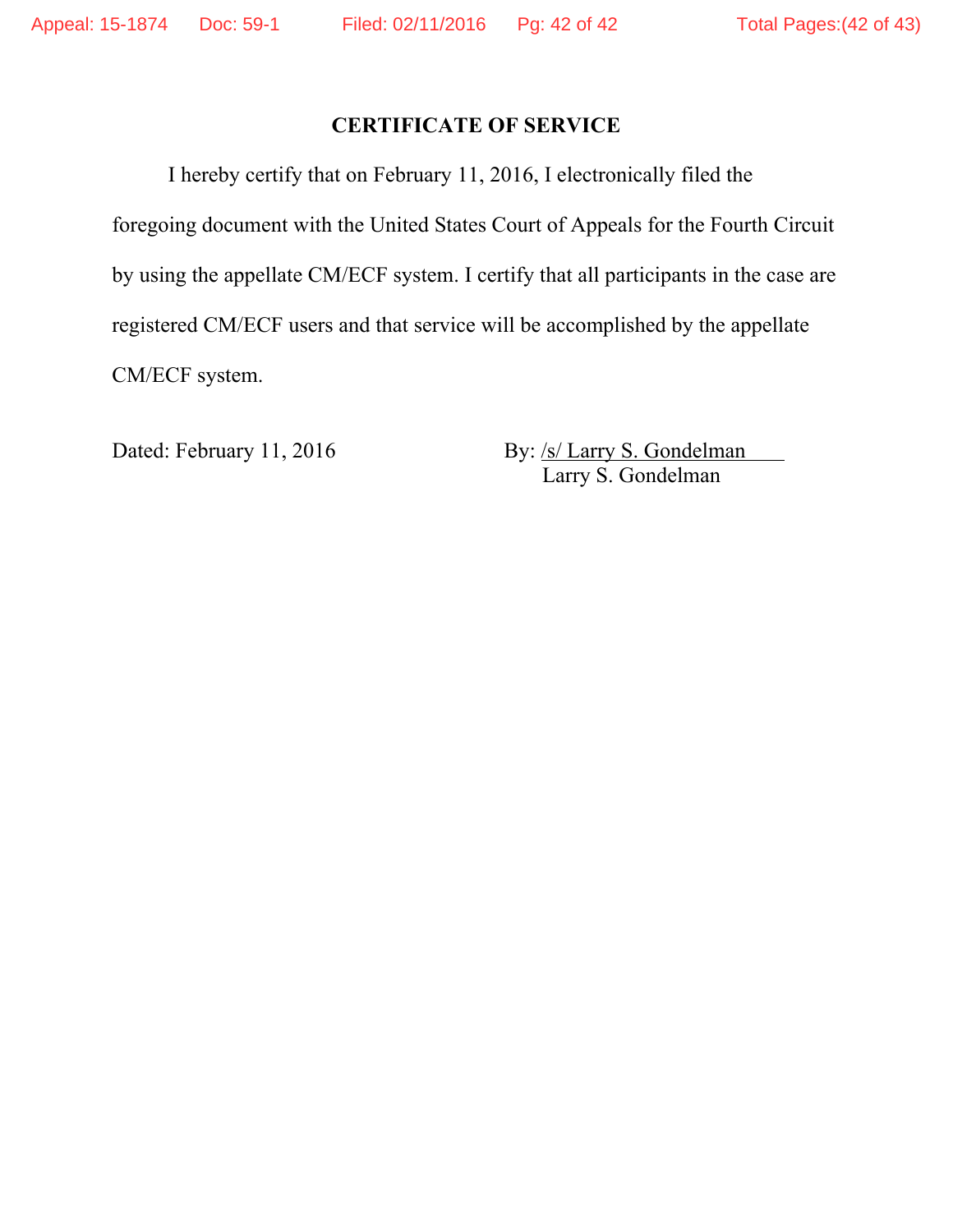## CERTIFICATE OF SERVICE

I hereby certify that on February 11, 2016, I electronically filed the foregoing document with the United States Court of Appeals for the Fourth Circuit by using the appellate CM/ECF system. I certify that all participants in the case are registered CM/ECF users and that service will be accomplished by the appellate CM/ECF system.

Dated: February 11, 2016

By: /s/ Larry S. Gondelman
Larry S. Gondelman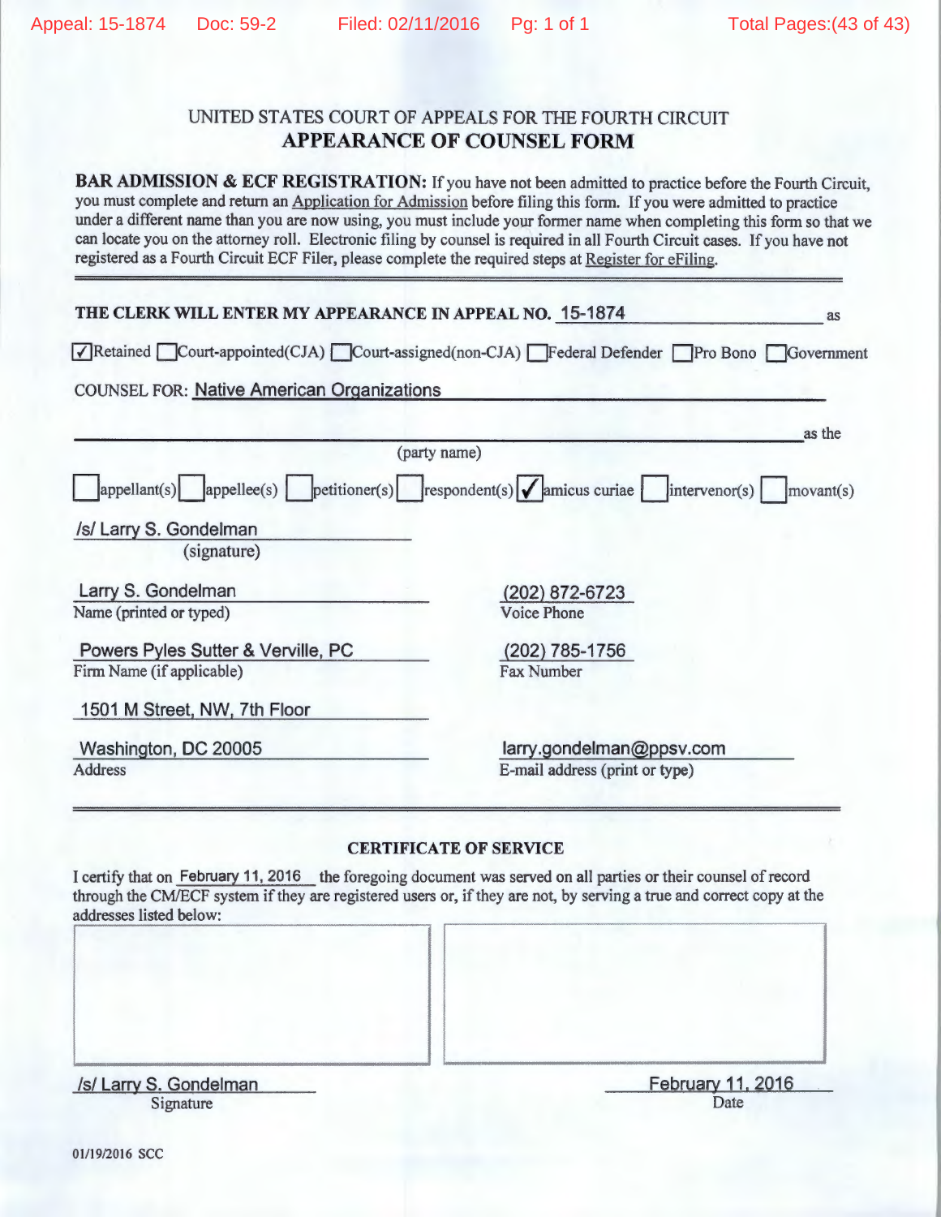UNITED STATES COURT OF APPEALS FOR THE FOURTH CIRCUIT

# APPEARANCE OF COUNSEL FORM

**BAR ADMISSION & ECF REGISTRATION:** If you have not been admitted to practice before the Fourth Circuit, you must complete and return an Application for Admission before filing this form. If you were admitted to practice under a different name than you are now using, you must include your former name when completing this form so that we can locate you on the attorney roll. Electronic filing by counsel is required in all Fourth Circuit cases. If you have not registered as a Fourth Circuit ECF Filer, please complete the required steps at Register for eFiling.

---

**THE CLERK WILL ENTER MY APPEARANCE IN APPEAL NO.** 15-1874 as

☑ Retained ☐ Court-appointed(CJA) ☐ Court-assigned(non-CJA) ☐ Federal Defender ☐ Pro Bono ☐ Government

COUNSEL FOR: Native American Organizations

_______________________________________________ as the
(party name)

☐ appellant(s) ☐ appellee(s) ☐ petitioner(s) ☐ respondent(s) ☑ amicus curiae ☐ intervenor(s) ☐ movant(s)

/s/ Larry S. Gondelman
(signature)

Larry S. Gondelman
Name (printed or typed)

(202) 872-6723
Voice Phone

Powers Pyles Sutter & Verville, PC
Firm Name (if applicable)

(202) 785-1756
Fax Number

1501 M Street, NW, 7th Floor
Washington, DC 20005
Address

larry.gondelman@ppsv.com
E-mail address (print or type)

---

## CERTIFICATE OF SERVICE

I certify that on February 11, 2016 the foregoing document was served on all parties or their counsel of record through the CM/ECF system if they are registered users or, if they are not, by serving a true and correct copy at the addresses listed below:

/s/ Larry S. Gondelman
Signature

February 11, 2016
Date

01/19/2016 SCC